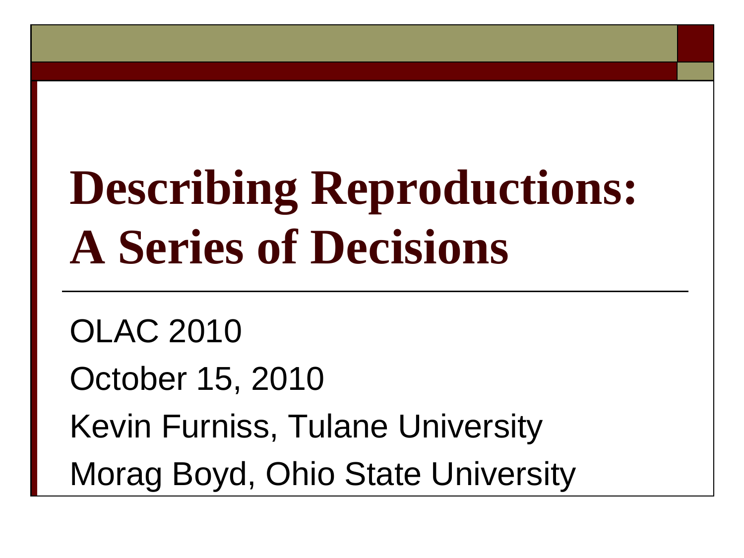# Describing Reproductions: A Series of Decisions

OLAC 2010

October 15, 2010

Kevin Furniss, Tulane University

Morag Boyd, Ohio State University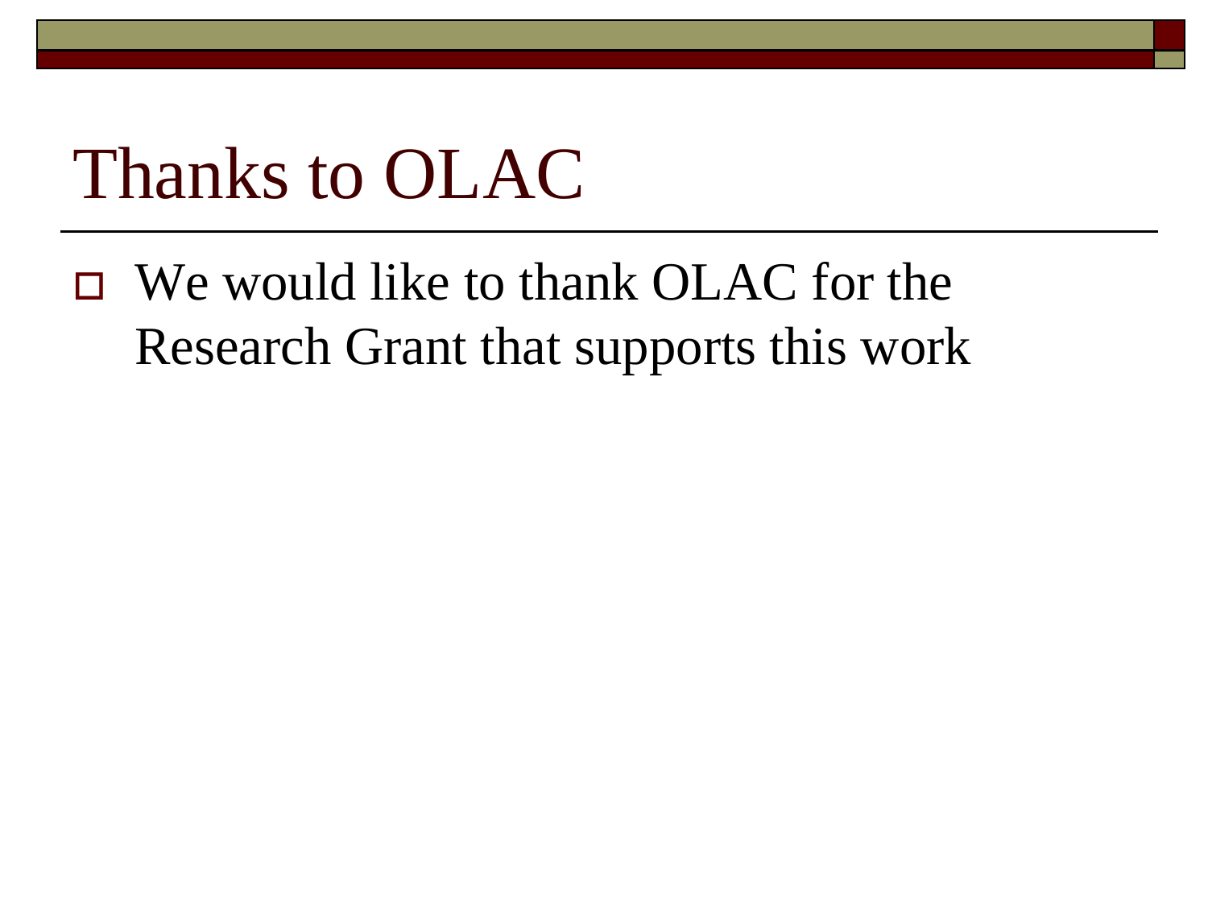# Thanks to OLAC

- We would like to thank OLAC for the Research Grant that supports this work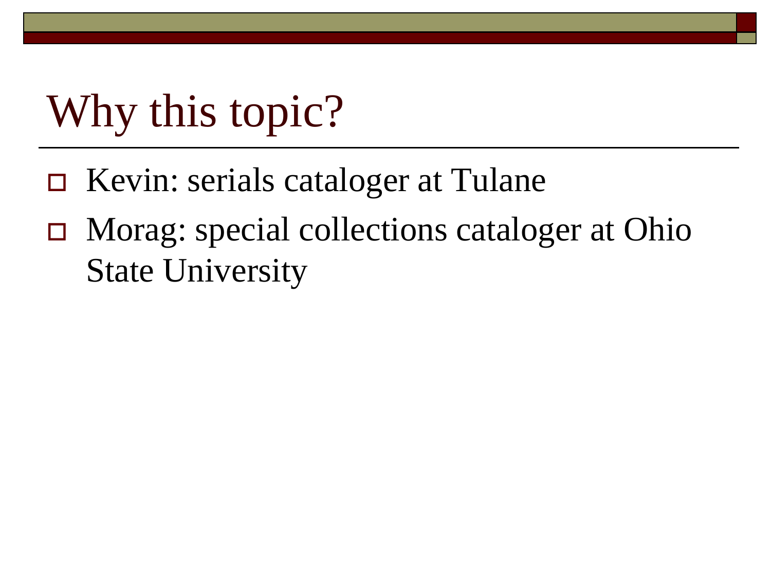# Why this topic?

- Kevin: serials cataloger at Tulane
- Morag: special collections cataloger at Ohio State University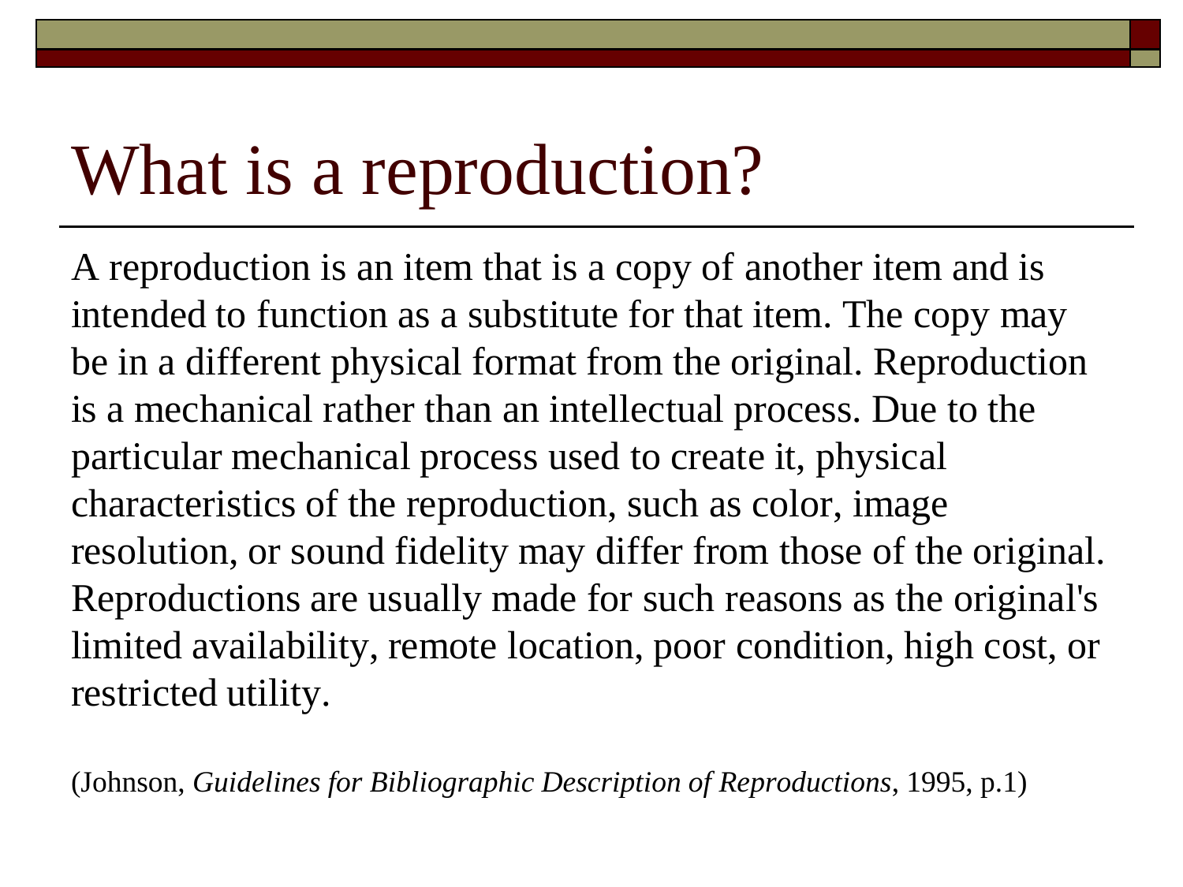# What is a reproduction?

A reproduction is an item that is a copy of another item and is intended to function as a substitute for that item. The copy may be in a different physical format from the original. Reproduction is a mechanical rather than an intellectual process. Due to the particular mechanical process used to create it, physical characteristics of the reproduction, such as color, image resolution, or sound fidelity may differ from those of the original. Reproductions are usually made for such reasons as the original's limited availability, remote location, poor condition, high cost, or restricted utility.

(Johnson, *Guidelines for Bibliographic Description of Reproductions*, 1995, p.1)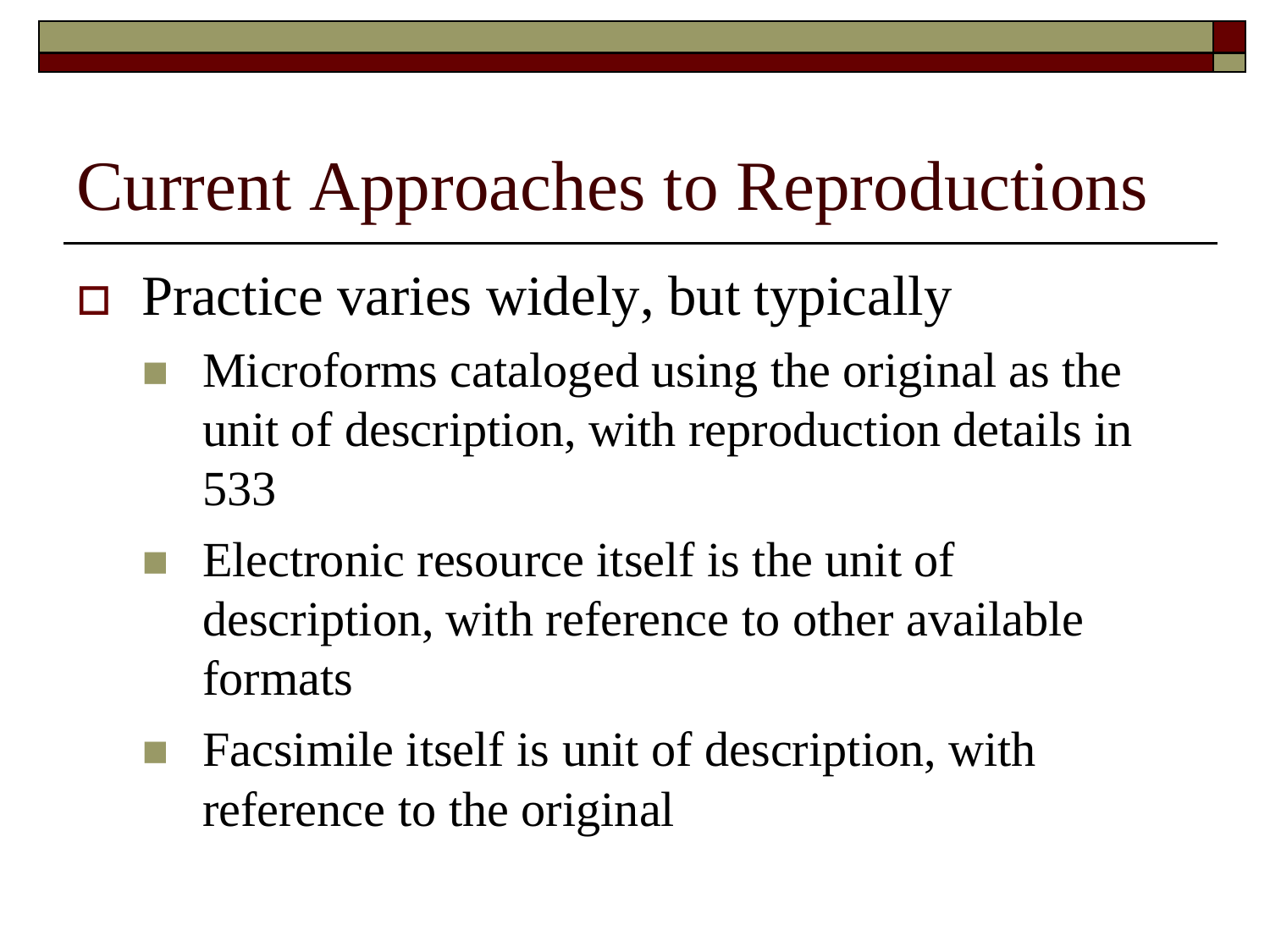# Current Approaches to Reproductions

- Practice varies widely, but typically
  - Microforms cataloged using the original as the unit of description, with reproduction details in 533
  - Electronic resource itself is the unit of description, with reference to other available formats
  - Facsimile itself is unit of description, with reference to the original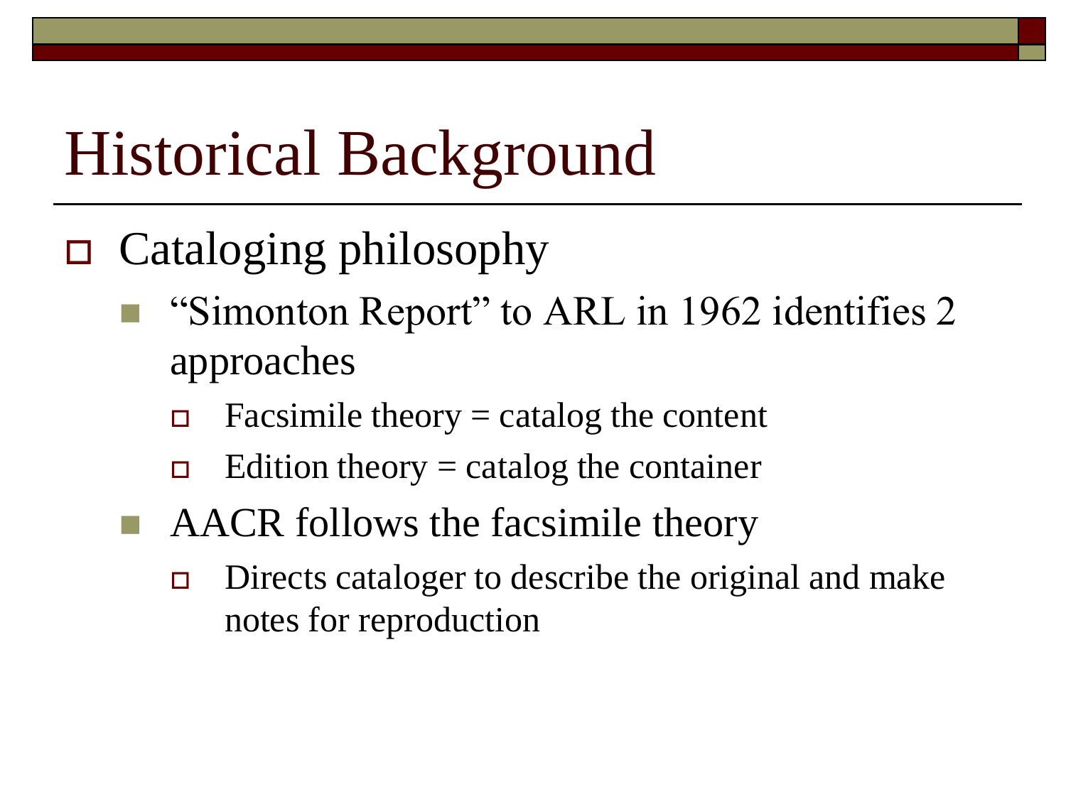# Historical Background

- Cataloging philosophy
  - "Simonton Report" to ARL in 1962 identifies 2 approaches
    - Facsimile theory = catalog the content
    - Edition theory = catalog the container
  - AACR follows the facsimile theory
    - Directs cataloger to describe the original and make notes for reproduction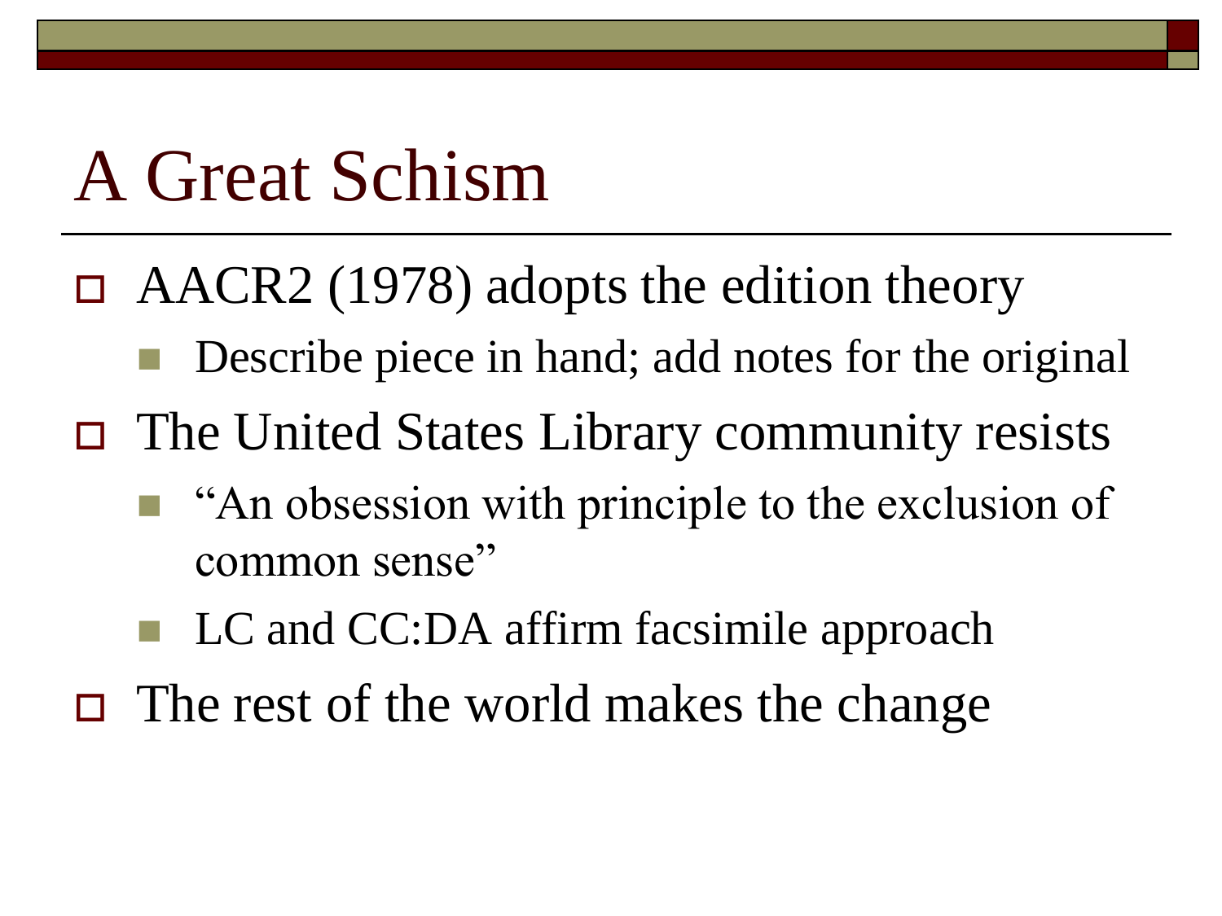# A Great Schism

- AACR2 (1978) adopts the edition theory
  - Describe piece in hand; add notes for the original
- The United States Library community resists
  - "An obsession with principle to the exclusion of common sense"
  - LC and CC:DA affirm facsimile approach
- The rest of the world makes the change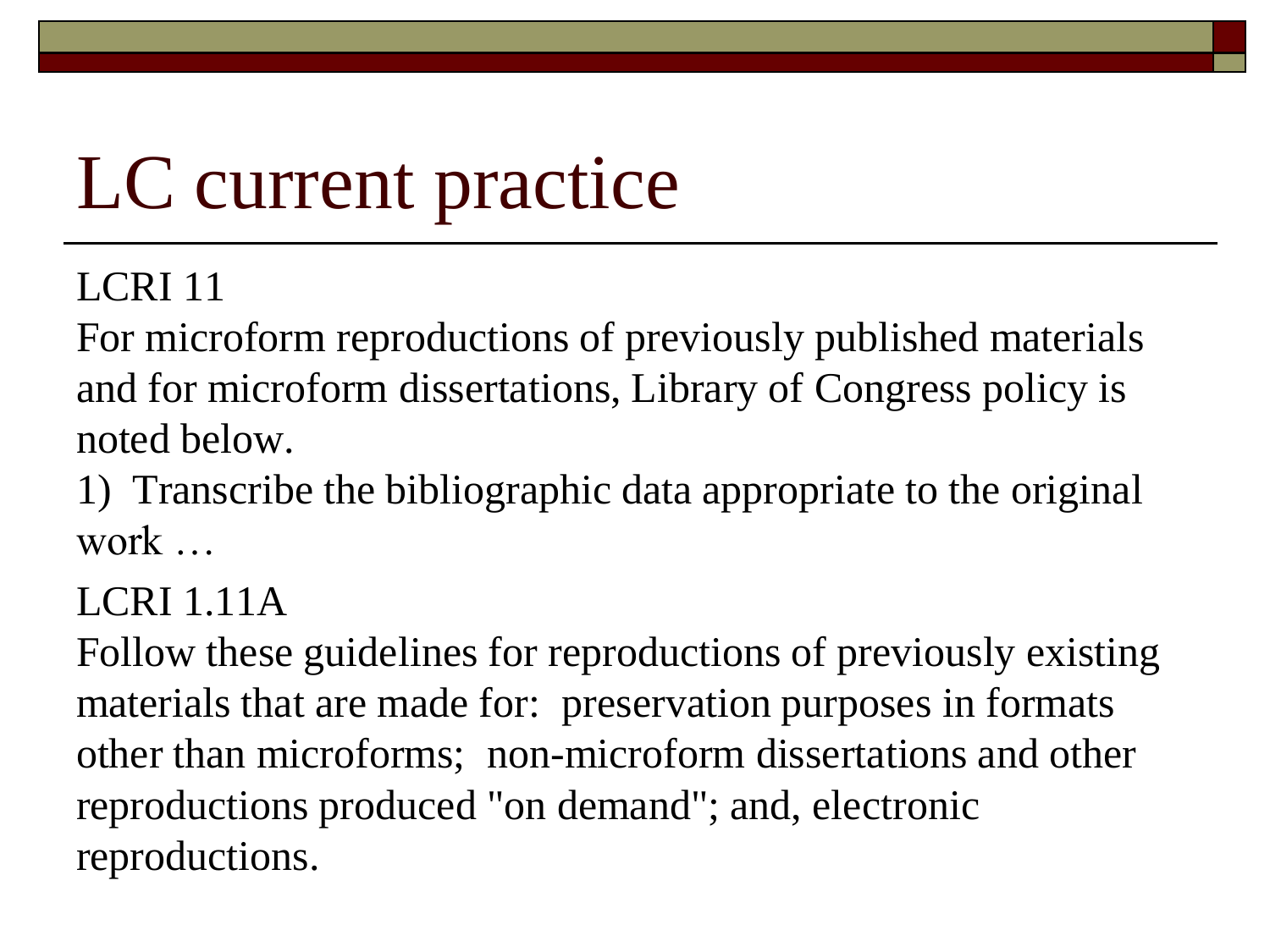# LC current practice

LCRI 11

For microform reproductions of previously published materials and for microform dissertations, Library of Congress policy is noted below.

1) Transcribe the bibliographic data appropriate to the original work …

LCRI 1.11A

Follow these guidelines for reproductions of previously existing materials that are made for: preservation purposes in formats other than microforms; non-microform dissertations and other reproductions produced "on demand"; and, electronic reproductions.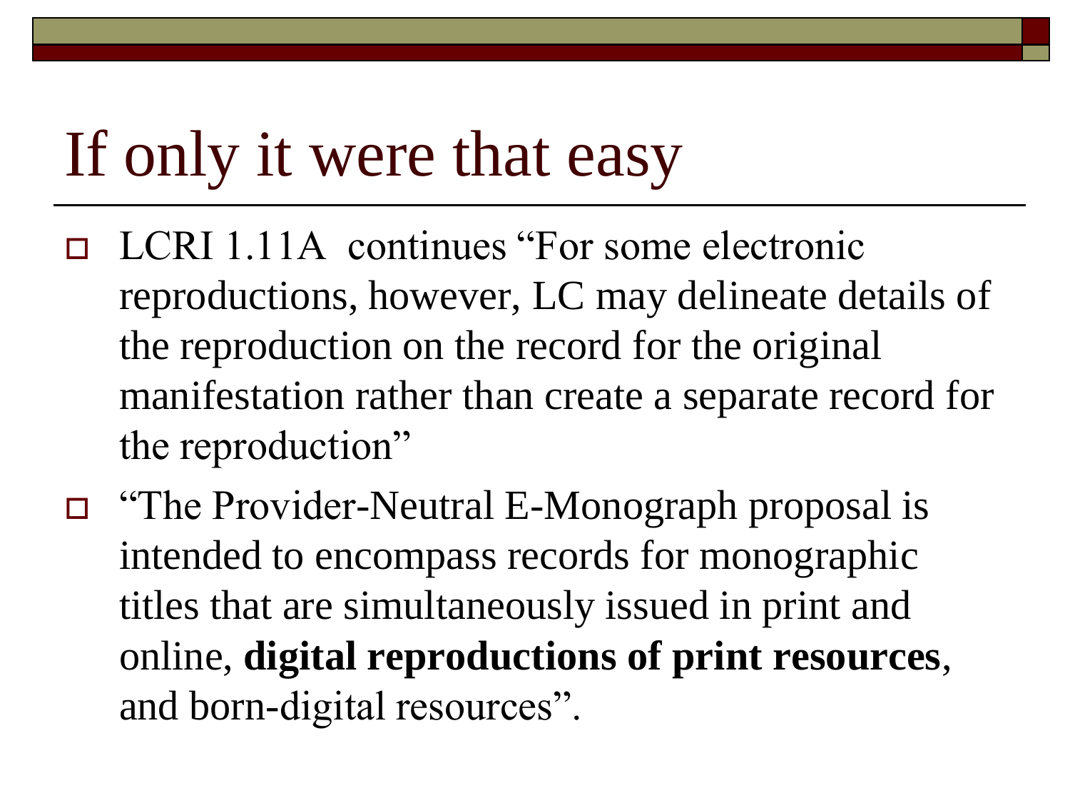# If only it were that easy

- LCRI 1.11A continues “For some electronic reproductions, however, LC may delineate details of the reproduction on the record for the original manifestation rather than create a separate record for the reproduction”
- “The Provider-Neutral E-Monograph proposal is intended to encompass records for monographic titles that are simultaneously issued in print and online, **digital reproductions of print resources**, and born-digital resources”.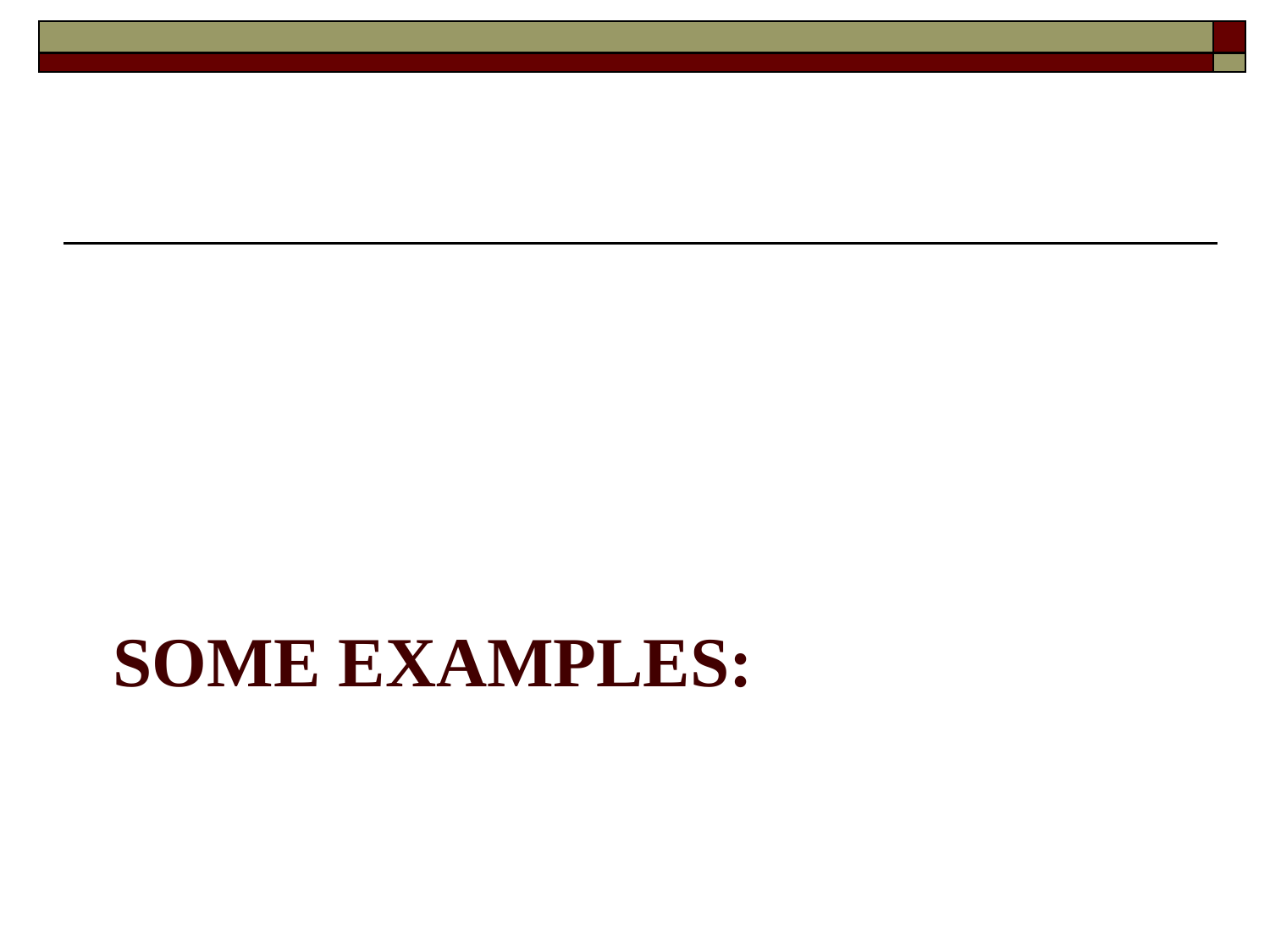# SOME EXAMPLES: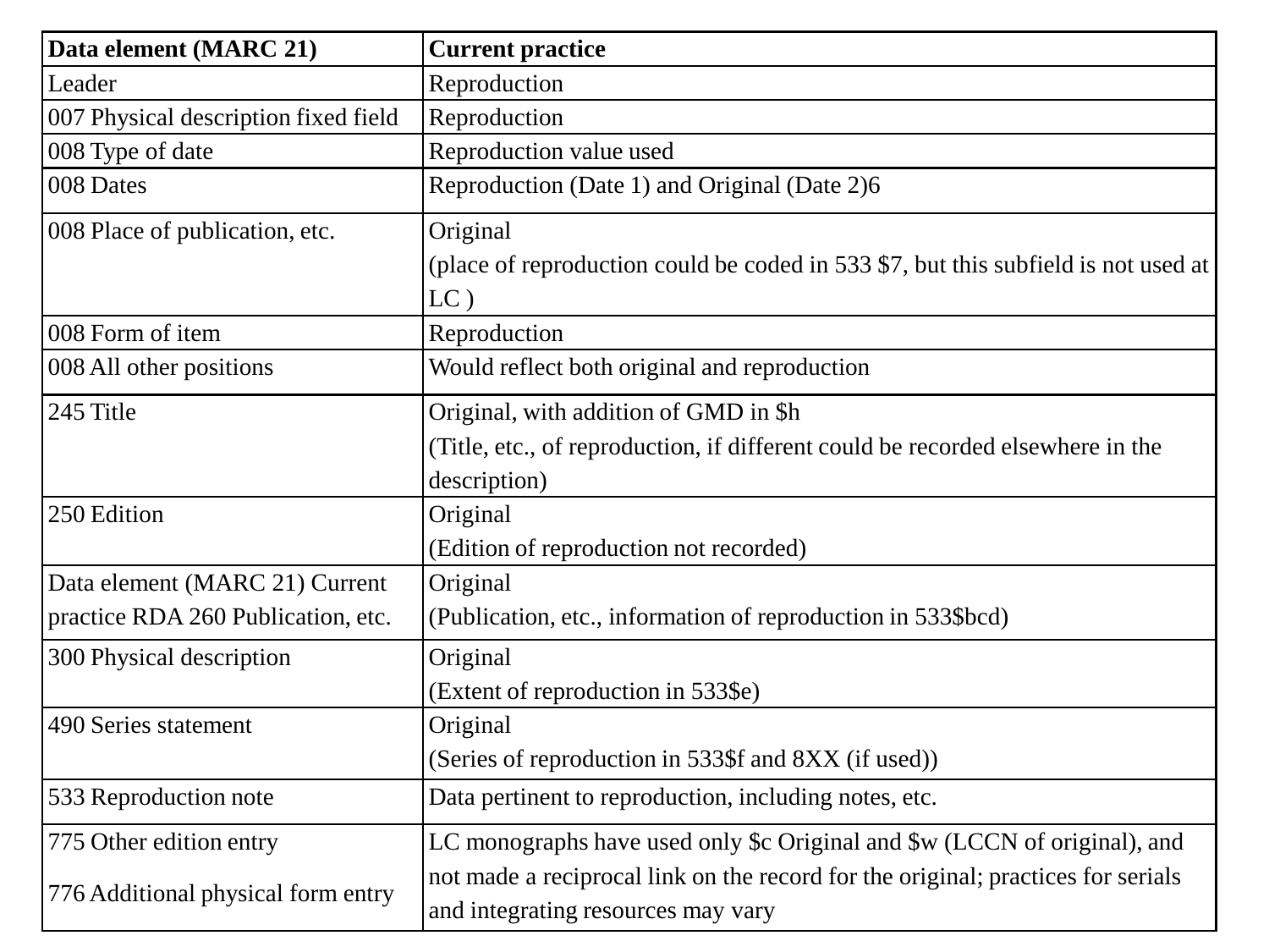| Data element (MARC 21) | Current practice |
|---|---|
| Leader | Reproduction |
| 007 Physical description fixed field | Reproduction |
| 008 Type of date | Reproduction value used |
| 008 Dates | Reproduction (Date 1) and Original (Date 2)6 |
| 008 Place of publication, etc. | Original<br>(place of reproduction could be coded in 533 $7, but this subfield is not used at LC ) |
| 008 Form of item | Reproduction |
| 008 All other positions | Would reflect both original and reproduction |
| 245 Title | Original, with addition of GMD in $h<br>(Title, etc., of reproduction, if different could be recorded elsewhere in the description) |
| 250 Edition | Original<br>(Edition of reproduction not recorded) |
| Data element (MARC 21) Current practice RDA 260 Publication, etc. | Original<br>(Publication, etc., information of reproduction in 533$bcd) |
| 300 Physical description | Original<br>(Extent of reproduction in 533$e) |
| 490 Series statement | Original<br>(Series of reproduction in 533$f and 8XX (if used)) |
| 533 Reproduction note | Data pertinent to reproduction, including notes, etc. |
| 775 Other edition entry<br>776 Additional physical form entry | LC monographs have used only $c Original and $w (LCCN of original), and not made a reciprocal link on the record for the original; practices for serials and integrating resources may vary |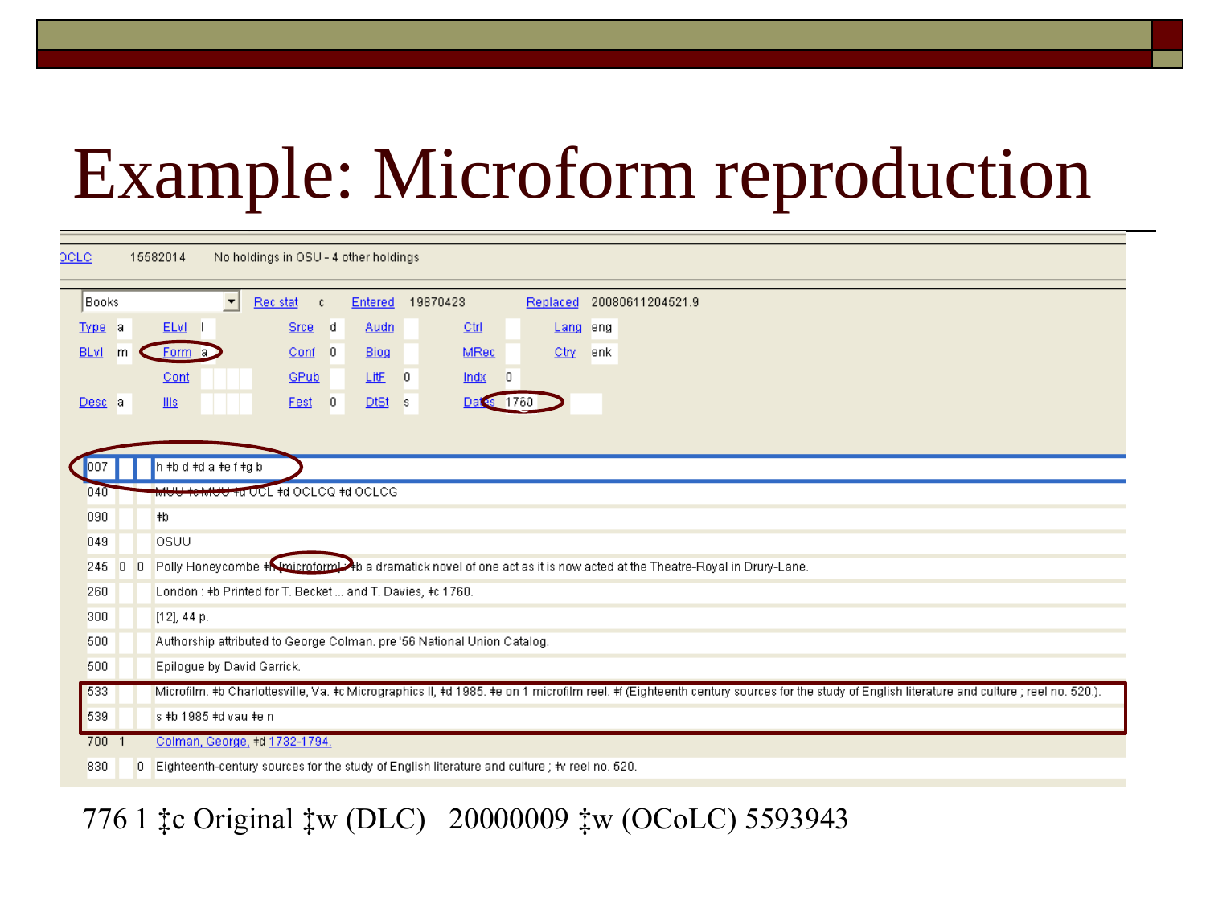# Example: Microform reproduction

OCLC 15582014 No holdings in OSU - 4 other holdings

| | | | | | | | | | | | |
|---|---|---|---|---|---|---|---|---|---|---|---|
| Books | | Rec stat | c | Entered | 19870423 | Replaced | 20080611204521.9 | | | | |
| Type | a | ELvl | I | Srce | d | Audn | | Ctrl | | Lang | eng |
| BLvl | m | Form | a | Conf | 0 | Biog | | MRec | | Ctry | enk |
| | | Cont | | GPub | | LitF | 0 | Indx | 0 | | |
| Desc | a | Ills | | Fest | 0 | DtSt | s | Dates | 1760 | | |

| Tag | Ind1 | Ind2 | Field |
|---|---|---|---|
| 007 | | | h ‡b d ‡d a ‡e f ‡g b |
| 040 | | | MUU ‡c MUU ‡d OCL ‡d OCLCQ ‡d OCLCG |
| 090 | | | ‡b |
| 049 | | | OSUU |
| 245 | 0 | 0 | Polly Honeycombe ‡h [microform] : ‡b a dramatick novel of one act as it is now acted at the Theatre-Royal in Drury-Lane. |
| 260 | | | London : ‡b Printed for T. Becket ... and T. Davies, ‡c 1760. |
| 300 | | | [12], 44 p. |
| 500 | | | Authorship attributed to George Colman. pre '56 National Union Catalog. |
| 500 | | | Epilogue by David Garrick. |
| 533 | | | Microfilm. ‡b Charlottesville, Va. ‡c Micrographics II, ‡d 1985. ‡e on 1 microfilm reel. ‡f (Eighteenth century sources for the study of English literature and culture ; reel no. 520.). |
| 539 | | | s ‡b 1985 ‡d vau ‡e n |
| 700 | 1 | | Colman, George, ‡d 1732-1794. |
| 830 | | 0 | Eighteenth-century sources for the study of English literature and culture ; ‡v reel no. 520. |

776 1 ‡c Original ‡w (DLC) 20000009 ‡w (OCoLC) 5593943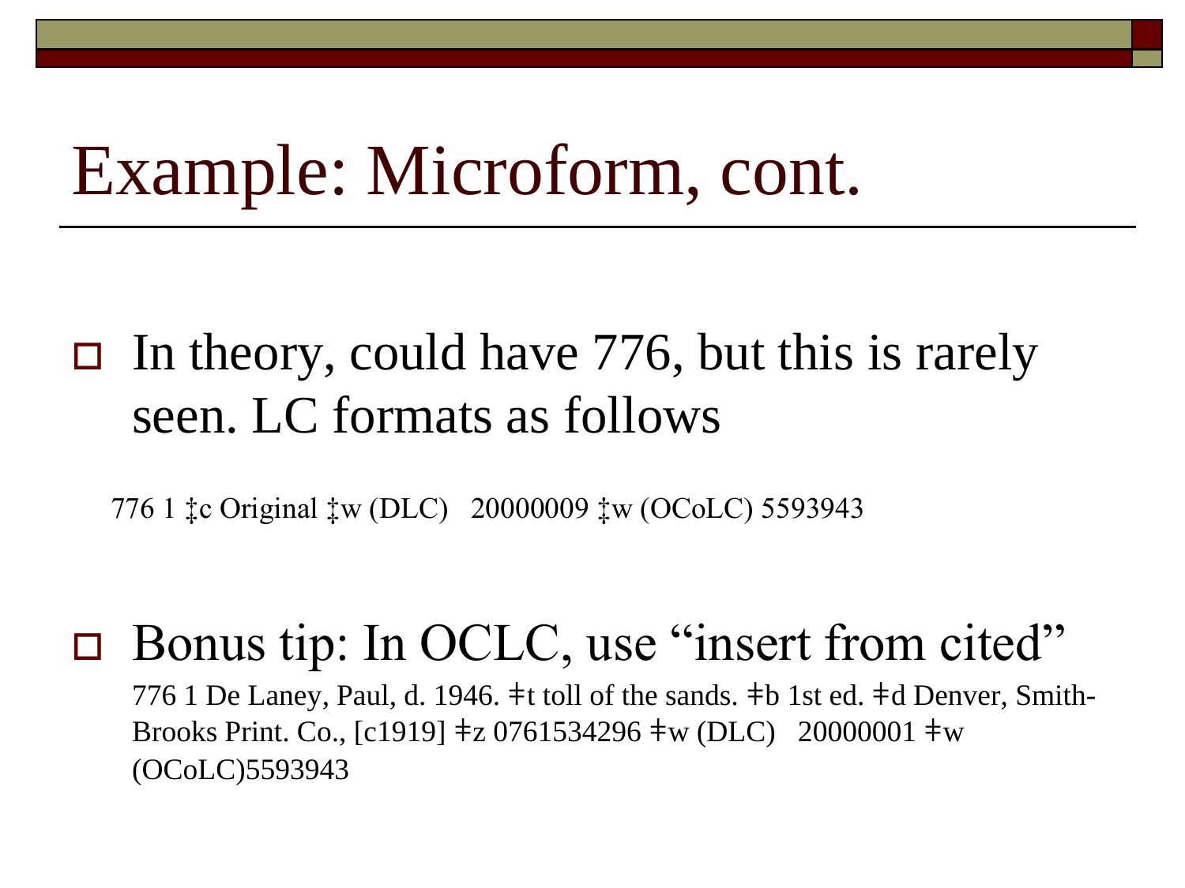# Example: Microform, cont.

- In theory, could have 776, but this is rarely seen. LC formats as follows

  776 1 ‡c Original ‡w (DLC) 20000009 ‡w (OCoLC) 5593943

- Bonus tip: In OCLC, use “insert from cited”

  776 1 De Laney, Paul, d. 1946. ǂt toll of the sands. ǂb 1st ed. ǂd Denver, Smith-Brooks Print. Co., [c1919] ǂz 0761534296 ǂw (DLC) 20000001 ǂw (OCoLC)5593943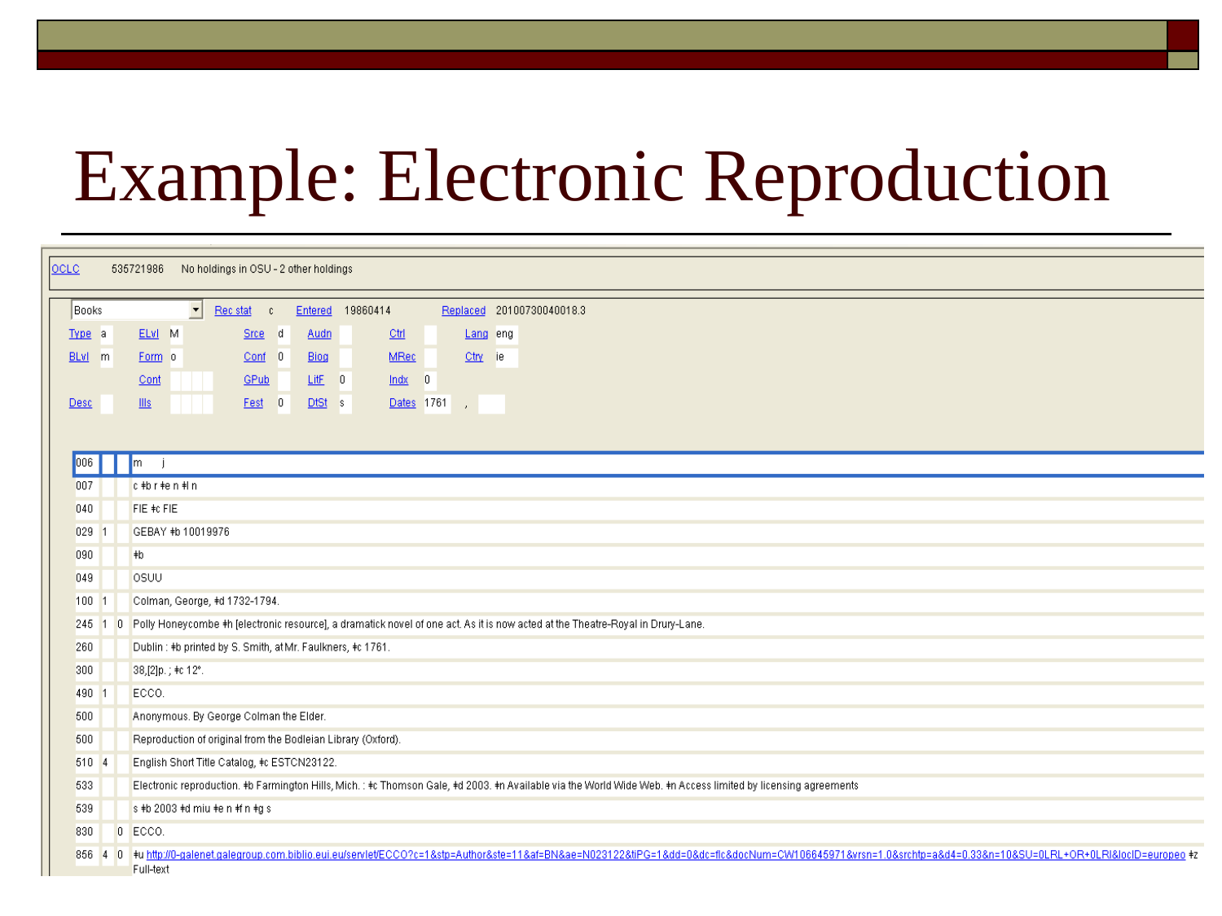# Example: Electronic Reproduction

OCLC 535721986 No holdings in OSU - 2 other holdings

| | | | | | | | | | | | |
|---|---|---|---|---|---|---|---|---|---|---|---|
| Books | | Rec stat | c | Entered | 19860414 | | | Replaced | 20100730040018.3 | | |
| Type | a | ELvl | M | Srce | d | Audn | | Ctrl | | Lang | eng |
| BLvl | m | Form | o | Conf | 0 | Biog | | MRec | | Ctry | ie |
| | | Cont | | GPub | | LitF | 0 | Indx | 0 | | |
| Desc | | Ills | | Fest | 0 | DtSt | s | Dates | 1761 , | | |

| Tag | Ind1 | Ind2 | Content |
|---|---|---|---|
| 006 | | | m j |
| 007 | | | c ‡b r ‡e n ‡l n |
| 040 | | | FIE ‡c FIE |
| 029 | 1 | | GEBAY ‡b 10019976 |
| 090 | | | ‡b |
| 049 | | | OSUU |
| 100 | 1 | | Colman, George, ‡d 1732-1794. |
| 245 | 1 | 0 | Polly Honeycombe ‡h [electronic resource], a dramatick novel of one act. As it is now acted at the Theatre-Royal in Drury-Lane. |
| 260 | | | Dublin : ‡b printed by S. Smith, at Mr. Faulkners, ‡c 1761. |
| 300 | | | 38,[2]p. ; ‡c 12°. |
| 490 | 1 | | ECCO. |
| 500 | | | Anonymous. By George Colman the Elder. |
| 500 | | | Reproduction of original from the Bodleian Library (Oxford). |
| 510 | 4 | | English Short Title Catalog, ‡c ESTCN23122. |
| 533 | | | Electronic reproduction. ‡b Farmington Hills, Mich. : ‡c Thomson Gale, ‡d 2003. ‡n Available via the World Wide Web. ‡n Access limited by licensing agreements |
| 539 | | | s ‡b 2003 ‡d miu ‡e n ‡f n ‡g s |
| 830 | | 0 | ECCO. |
| 856 | 4 | 0 | ‡u http://0-galenet.galegroup.com.biblio.eui.eu/servlet/ECCO?c=1&stp=Author&ste=11&af=BN&ae=N023122&tiPG=1&dd=0&dc=flc&docNum=CW106645971&vrsn=1.0&srchtp=a&d4=0.33&n=10&SU=0LRL+OR+0LRI&locID=europeo ‡z Full-text |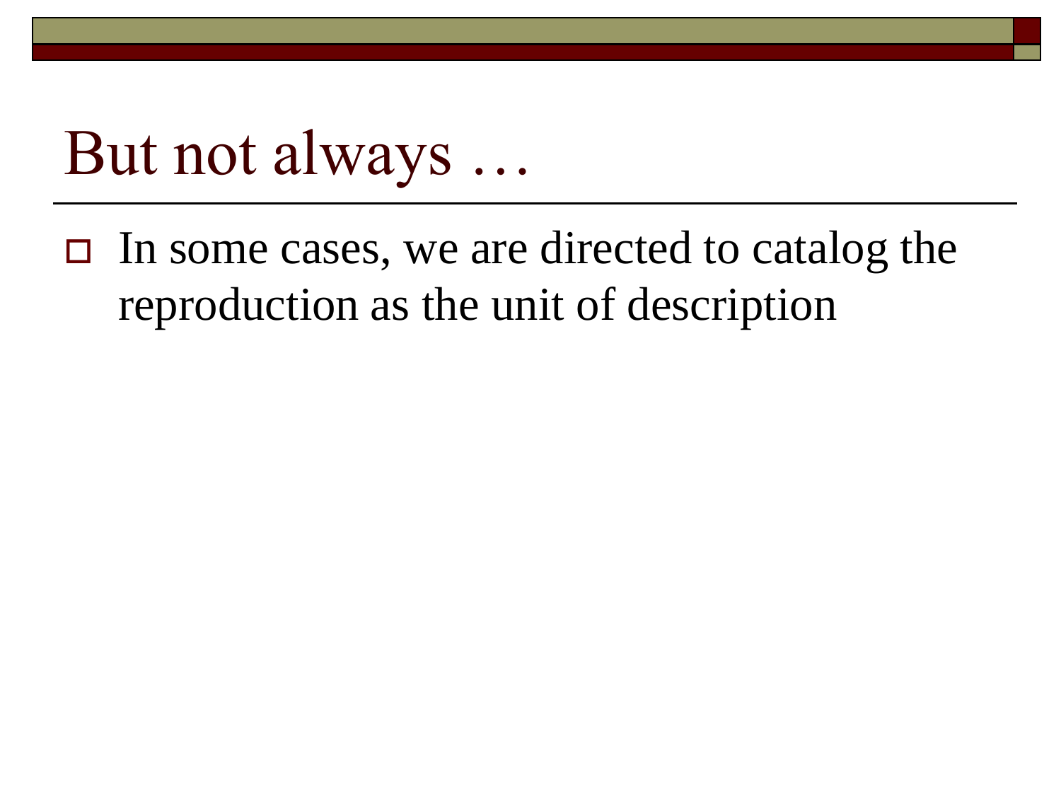# But not always …

- In some cases, we are directed to catalog the reproduction as the unit of description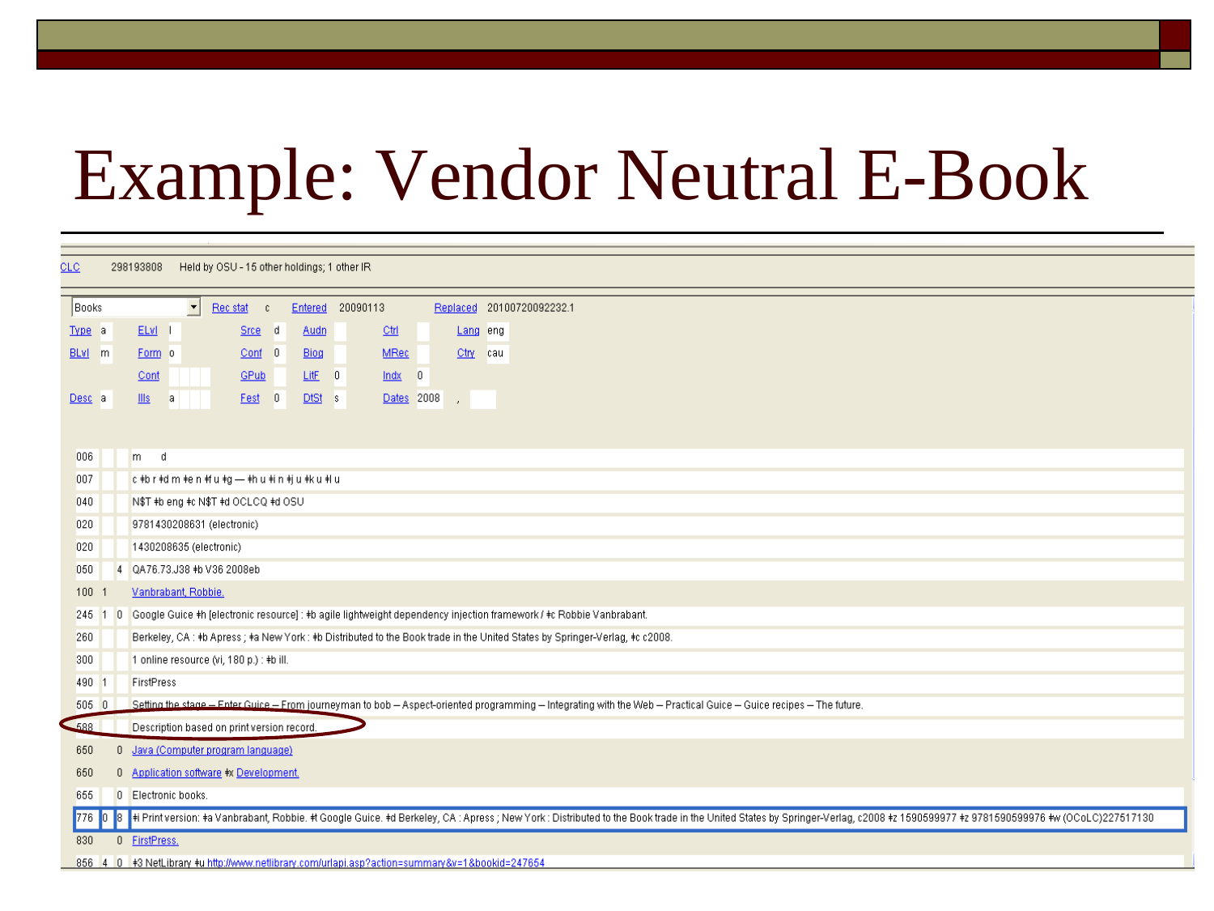# Example: Vendor Neutral E-Book

OCLC 298193808 Held by OSU - 15 other holdings; 1 other IR

| | | | | | | | |
|---|---|---|---|---|---|---|---|
| Books | | Rec stat | c | Entered | 20090113 | Replaced | 20100720092232.1 |
| Type | a | ELvl | I | Srce | d | Audn | |
| Ctrl | | Lang | eng | | | | |
| BLvl | m | Form | o | Conf | 0 | Biog | |
| MRec | | Ctry | cau | | | | |
| | | Cont | | GPub | | LitF | 0 |
| Indx | 0 | | | | | | |
| Desc | a | Ills | a | Fest | 0 | DtSt | s |
| Dates | 2008 , | | | | | | |

| Tag | Ind1 | Ind2 | Content |
|---|---|---|---|
| 006 | | | m d |
| 007 | | | c ‡b r ‡d m ‡e n ‡f u ‡g — ‡h u ‡i n ‡j u ‡k u ‡l u |
| 040 | | | N$T ‡b eng ‡c N$T ‡d OCLCQ ‡d OSU |
| 020 | | | 9781430208631 (electronic) |
| 020 | | | 1430208635 (electronic) |
| 050 | | 4 | QA76.73.J38 ‡b V36 2008eb |
| 100 | 1 | | Vanbrabant, Robbie. |
| 245 | 1 | 0 | Google Guice ‡h [electronic resource] : ‡b agile lightweight dependency injection framework / ‡c Robbie Vanbrabant. |
| 260 | | | Berkeley, CA : ‡b Apress ; ‡a New York : ‡b Distributed to the Book trade in the United States by Springer-Verlag, ‡c c2008. |
| 300 | | | 1 online resource (vi, 180 p.) : ‡b ill. |
| 490 | 1 | | FirstPress |
| 505 | 0 | | Setting the stage -- Enter Guice -- From journeyman to bob -- Aspect-oriented programming -- Integrating with the Web -- Practical Guice -- Guice recipes -- The future. |
| 588 | | | Description based on print version record. |
| 650 | | 0 | Java (Computer program language) |
| 650 | | 0 | Application software ‡x Development. |
| 655 | | 0 | Electronic books. |
| 776 | 0 | 8 | ‡i Print version: ‡a Vanbrabant, Robbie. ‡t Google Guice. ‡d Berkeley, CA : Apress ; New York : Distributed to the Book trade in the United States by Springer-Verlag, c2008 ‡z 1590599977 ‡z 9781590599976 ‡w (OCoLC)227517130 |
| 830 | | 0 | FirstPress. |
| 856 | 4 | 0 | ‡3 NetLibrary ‡u http://www.netlibrary.com/urlapi.asp?action=summary&v=1&bookid=247654 |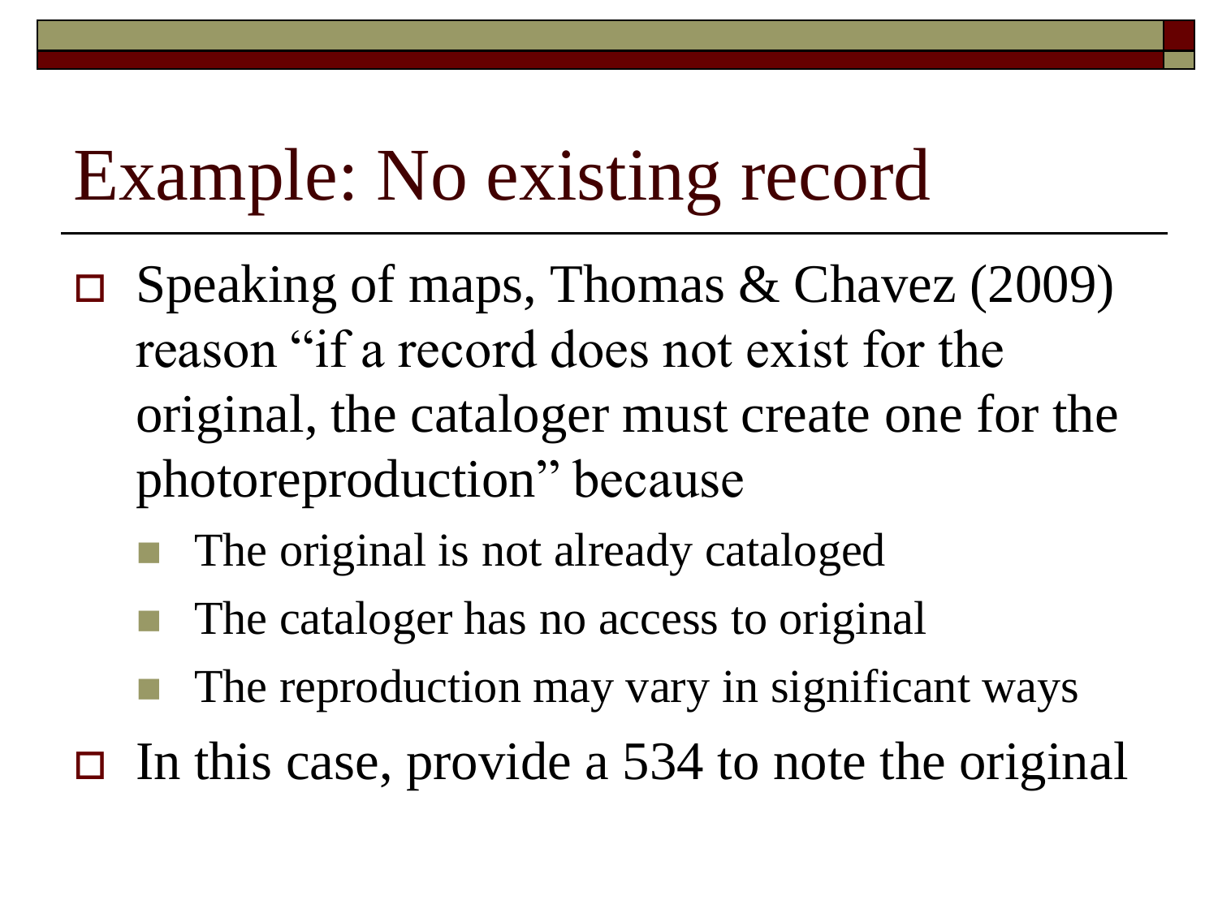# Example: No existing record

- Speaking of maps, Thomas & Chavez (2009) reason “if a record does not exist for the original, the cataloger must create one for the photoreproduction” because
  - The original is not already cataloged
  - The cataloger has no access to original
  - The reproduction may vary in significant ways
- In this case, provide a 534 to note the original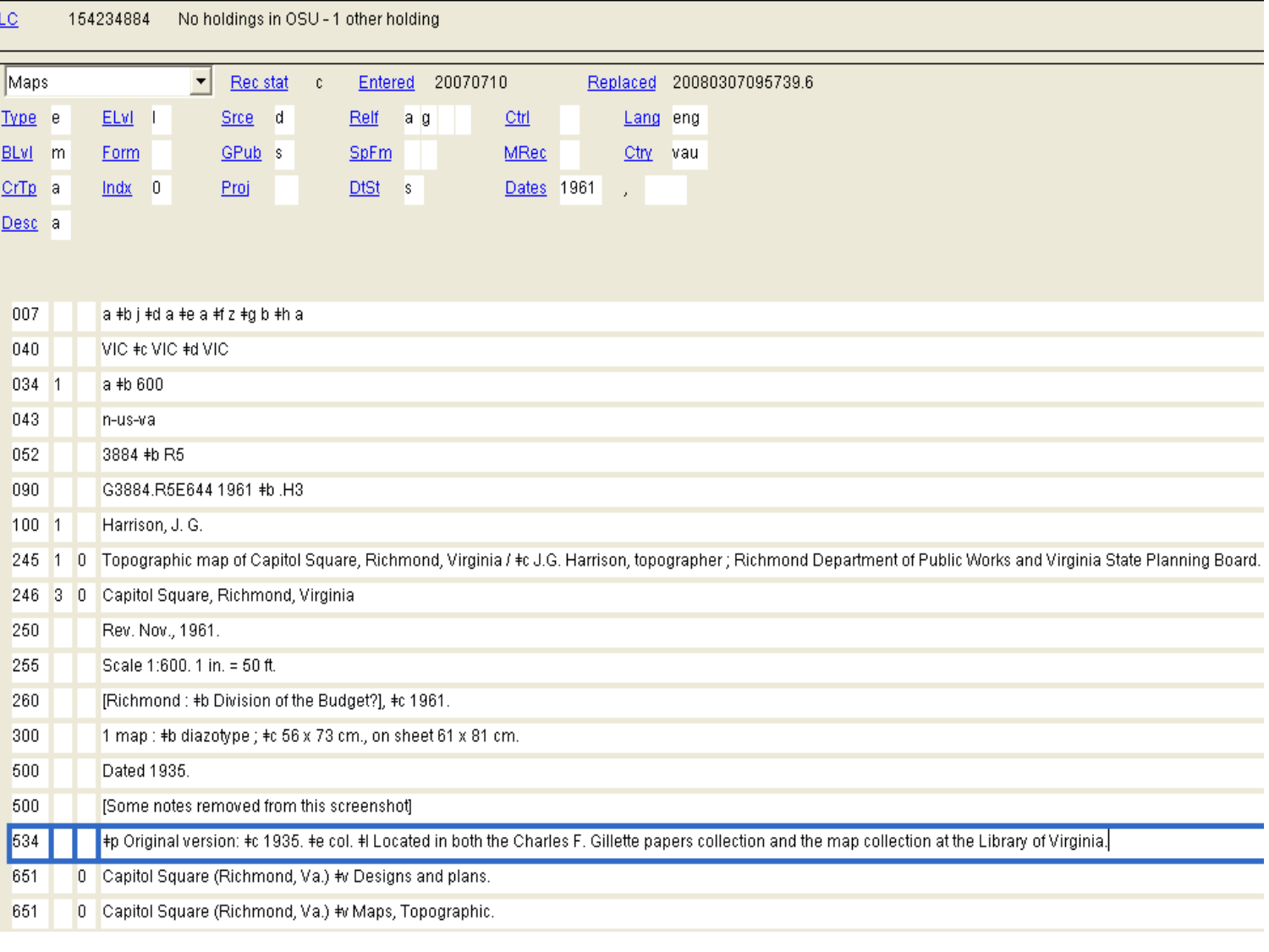LC 154234884 No holdings in OSU - 1 other holding

| Maps | Rec stat | c | Entered | 20070710 | Replaced | 20080307095739.6 |
|---|---|---|---|---|---|---|

| | | | | | | | | | | | |
|---|---|---|---|---|---|---|---|---|---|---|---|
| Type | e | ELvl | I | Srce | d | Relf | a g | Ctrl | | Lang | eng |
| BLvl | m | Form | | GPub | s | SpFm | | MRec | | Ctry | vau |
| CrTp | a | Indx | 0 | Proj | | DtSt | s | Dates | 1961 , | | |
| Desc | a | | | | | | | | | | |

| Tag | Ind1 | Ind2 | Field |
|---|---|---|---|
| 007 | | | a ‡b j ‡d a ‡e a ‡f z ‡g b ‡h a |
| 040 | | | VIC ‡c VIC ‡d VIC |
| 034 | 1 | | a ‡b 600 |
| 043 | | | n-us-va |
| 052 | | | 3884 ‡b R5 |
| 090 | | | G3884.R5E644 1961 ‡b .H3 |
| 100 | 1 | | Harrison, J. G. |
| 245 | 1 | 0 | Topographic map of Capitol Square, Richmond, Virginia / ‡c J.G. Harrison, topographer ; Richmond Department of Public Works and Virginia State Planning Board. |
| 246 | 3 | 0 | Capitol Square, Richmond, Virginia |
| 250 | | | Rev. Nov., 1961. |
| 255 | | | Scale 1:600. 1 in. = 50 ft. |
| 260 | | | [Richmond : ‡b Division of the Budget?], ‡c 1961. |
| 300 | | | 1 map : ‡b diazotype ; ‡c 56 x 73 cm., on sheet 61 x 81 cm. |
| 500 | | | Dated 1935. |
| 500 | | | [Some notes removed from this screenshot] |
| 534 | | | ‡p Original version: ‡c 1935. ‡e col. ‡l Located in both the Charles F. Gillette papers collection and the map collection at the Library of Virginia. |
| 651 | | 0 | Capitol Square (Richmond, Va.) ‡v Designs and plans. |
| 651 | | 0 | Capitol Square (Richmond, Va.) ‡v Maps, Topographic. |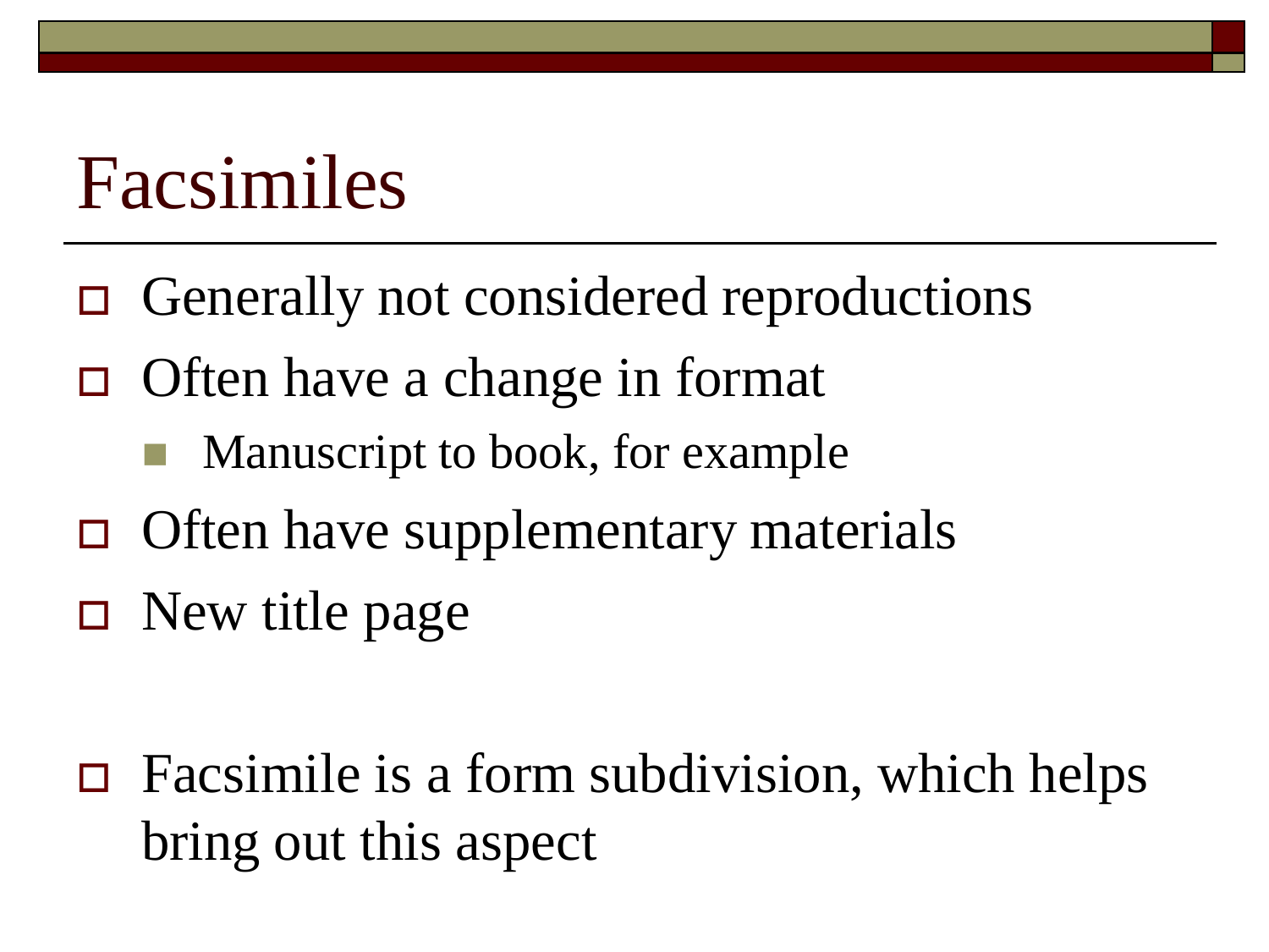# Facsimiles

- Generally not considered reproductions
- Often have a change in format
  - Manuscript to book, for example
- Often have supplementary materials
- New title page

- Facsimile is a form subdivision, which helps bring out this aspect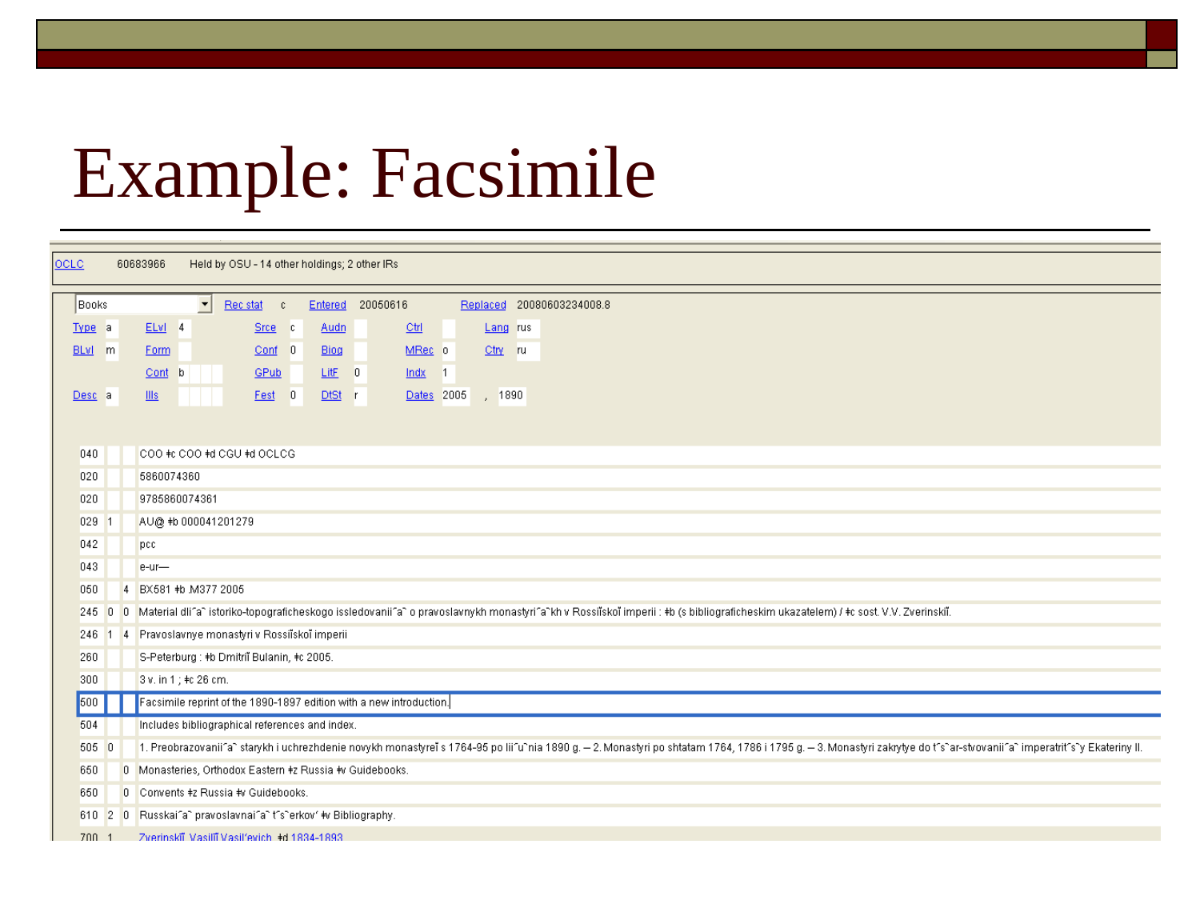# Example: Facsimile

OCLC 60683966 Held by OSU - 14 other holdings; 2 other IRs

| | | | | | | | | | |
|---|---|---|---|---|---|---|---|---|---|
| Books | | Rec stat | c | Entered | 20050616 | Replaced | 20080603234008.8 | | |
| Type | a | ELvl | 4 | Srce | c | Audn | | Ctrl | | Lang | rus |
| BLvl | m | Form | | Conf | 0 | Biog | | MRec | o | Ctry | ru |
| | | Cont | b | GPub | | LitF | 0 | Indx | 1 | | |
| Desc | a | Ills | | Fest | 0 | DtSt | r | Dates | 2005 , 1890 | | |

| Tag | Ind1 | Ind2 | Field |
|---|---|---|---|
| 040 | | | COO ‡c COO ‡d CGU ‡d OCLCG |
| 020 | | | 5860074360 |
| 020 | | | 9785860074361 |
| 029 | 1 | | AU@ ‡b 000041201279 |
| 042 | | | pcc |
| 043 | | | e-ur— |
| 050 | | 4 | BX581 ‡b .M377 2005 |
| 245 | 0 | 0 | Material dli͡a istoriko-topograficheskogo issledovanii͡a o pravoslavnykh monastyri͡akh v Rossiĭskoĭ imperii : ‡b (s bibliograficheskim ukazatelem) / ‡c sost. V.V. Zverinskiĭ. |
| 246 | 1 | 4 | Pravoslavnye monastyri v Rossiĭskoĭ imperii |
| 260 | | | S-Peterburg : ‡b Dmitriĭ Bulanin, ‡c 2005. |
| 300 | | | 3 v. in 1 ; ‡c 26 cm. |
| 500 | | | Facsimile reprint of the 1890-1897 edition with a new introduction. |
| 504 | | | Includes bibliographical references and index. |
| 505 | 0 | | 1. Preobrazovanii͡a starykh i uchrezhdenie novykh monastyreĭ s 1764-95 po ii͡unia 1890 g. -- 2. Monastyri po shtatam 1764, 1786 i 1795 g. -- 3. Monastyri zakrytye do t͡sarstvovanii͡a imperatrit͡sy Ekateriny II. |
| 650 | | 0 | Monasteries, Orthodox Eastern ‡z Russia ‡v Guidebooks. |
| 650 | | 0 | Convents ‡z Russia ‡v Guidebooks. |
| 610 | 2 | 0 | Russkai͡a pravoslavnai͡a t͡serkov' ‡v Bibliography. |
| 700 | 1 | | Zverinskiĭ, Vasiliĭ Vasil'evich, ‡d 1834-1893. |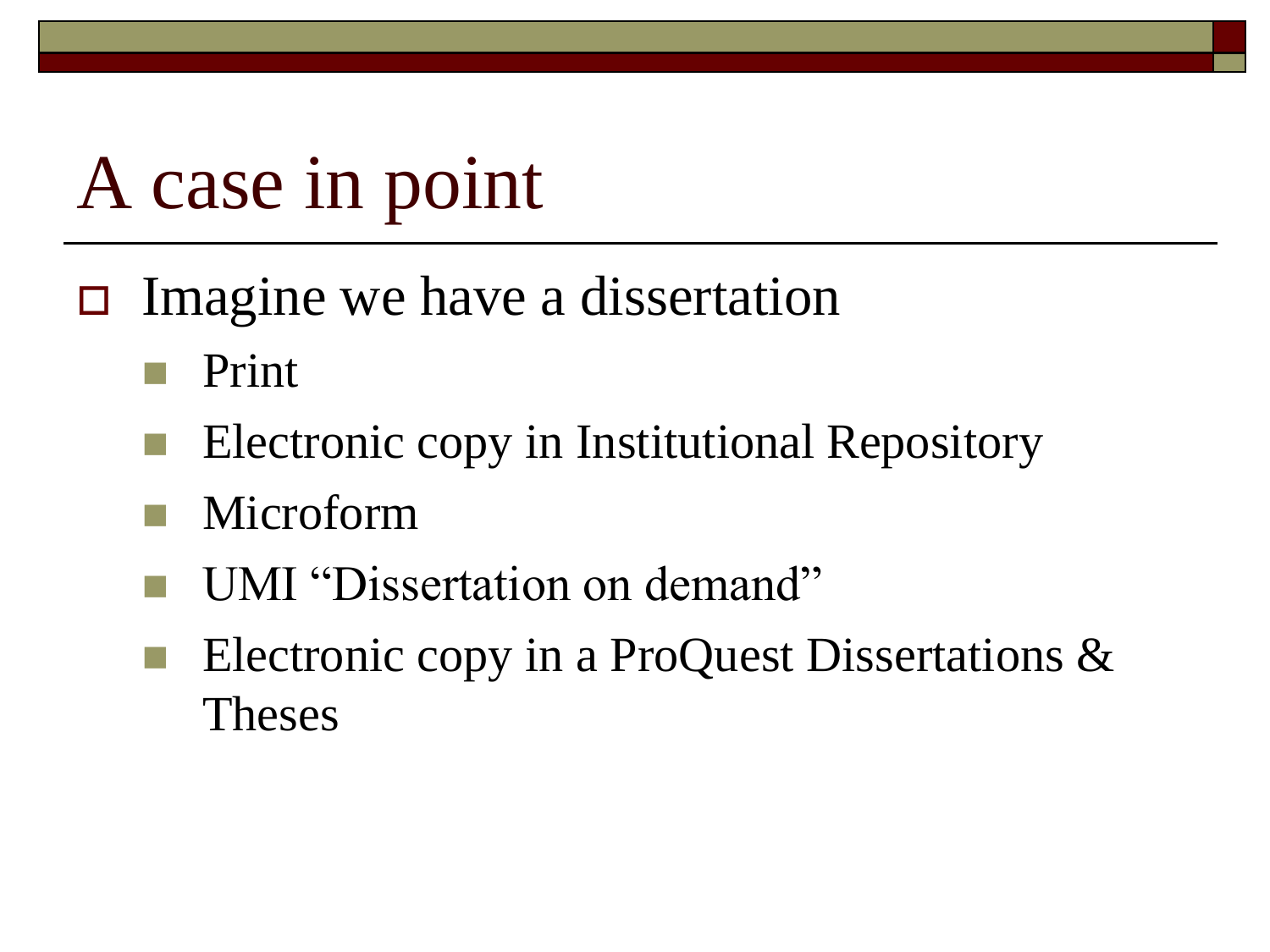# A case in point

- Imagine we have a dissertation
  - Print
  - Electronic copy in Institutional Repository
  - Microform
  - UMI “Dissertation on demand”
  - Electronic copy in a ProQuest Dissertations & Theses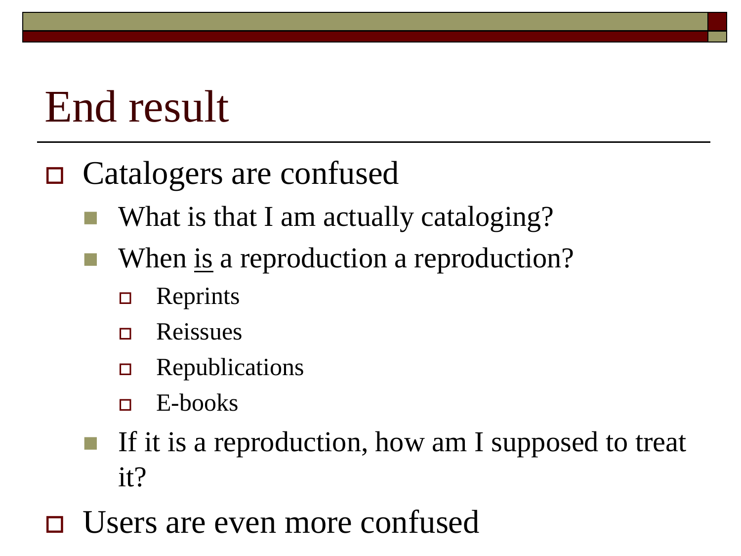# End result

- Catalogers are confused
  - What is that I am actually cataloging?
  - When <u>is</u> a reproduction a reproduction?
    - Reprints
    - Reissues
    - Republications
    - E-books
  - If it is a reproduction, how am I supposed to treat it?
- Users are even more confused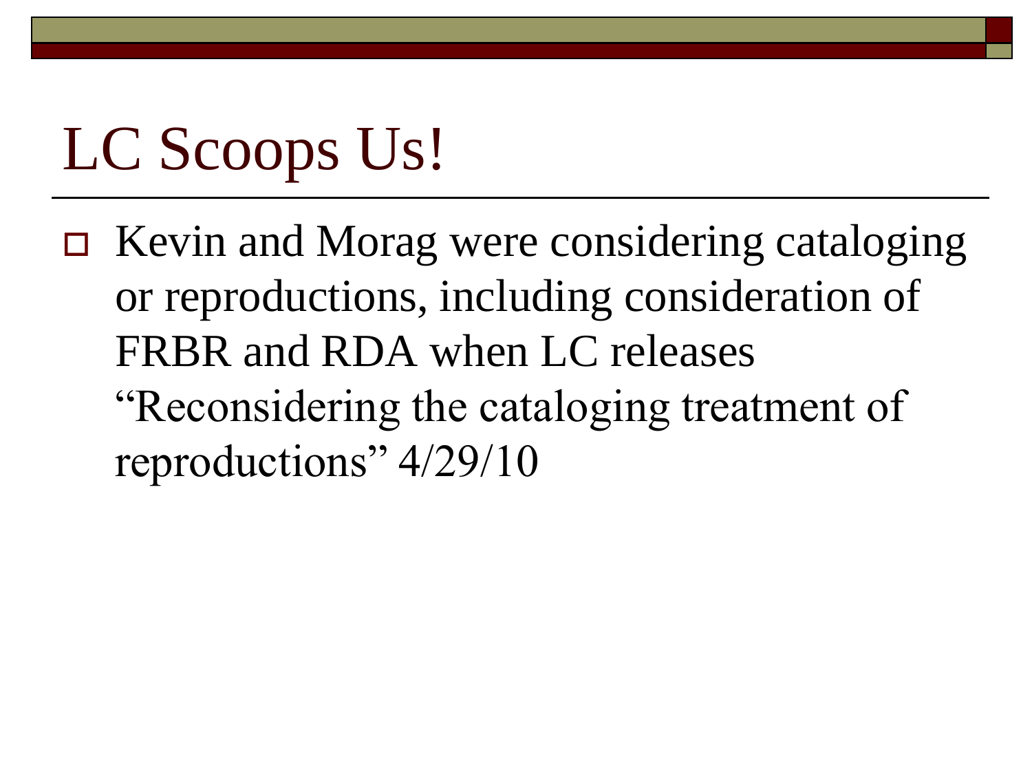# LC Scoops Us!

- Kevin and Morag were considering cataloging or reproductions, including consideration of FRBR and RDA when LC releases "Reconsidering the cataloging treatment of reproductions" 4/29/10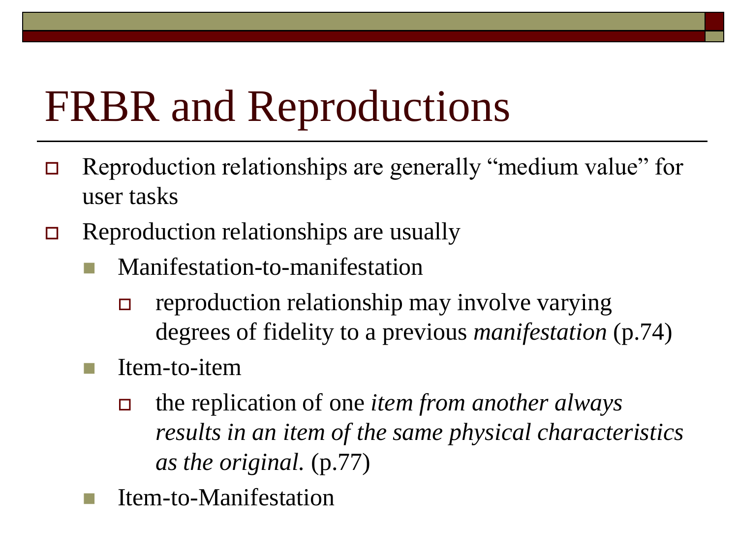# FRBR and Reproductions

- Reproduction relationships are generally “medium value” for user tasks
- Reproduction relationships are usually
  - Manifestation-to-manifestation
    - reproduction relationship may involve varying degrees of fidelity to a previous *manifestation* (p.74)
  - Item-to-item
    - the replication of one *item from another always results in an item of the same physical characteristics as the original.* (p.77)
  - Item-to-Manifestation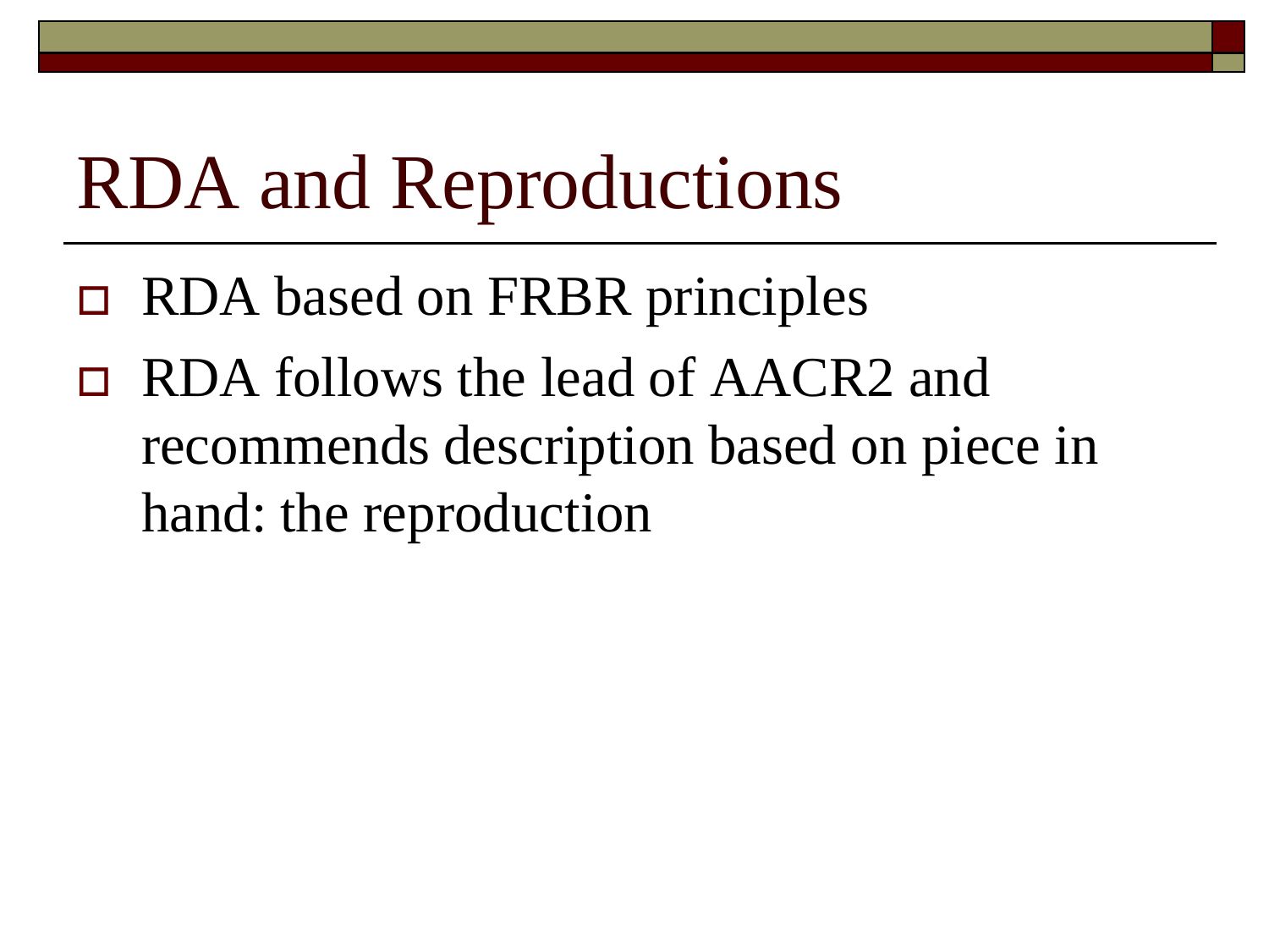# RDA and Reproductions

- RDA based on FRBR principles
- RDA follows the lead of AACR2 and recommends description based on piece in hand: the reproduction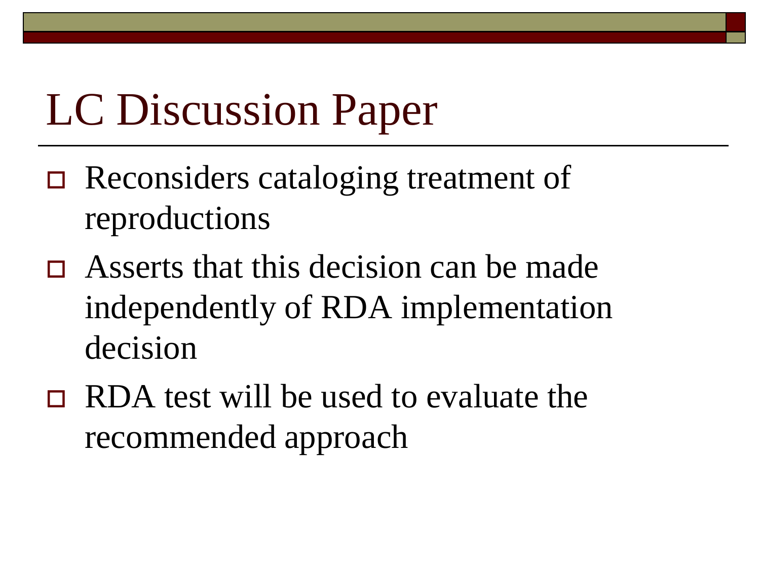# LC Discussion Paper

- Reconsiders cataloging treatment of reproductions
- Asserts that this decision can be made independently of RDA implementation decision
- RDA test will be used to evaluate the recommended approach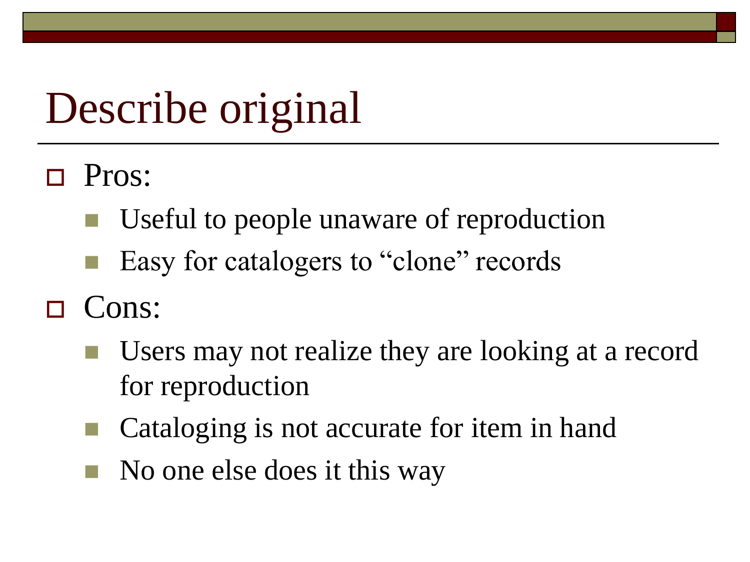# Describe original

- Pros:
  - Useful to people unaware of reproduction
  - Easy for catalogers to "clone" records
- Cons:
  - Users may not realize they are looking at a record for reproduction
  - Cataloging is not accurate for item in hand
  - No one else does it this way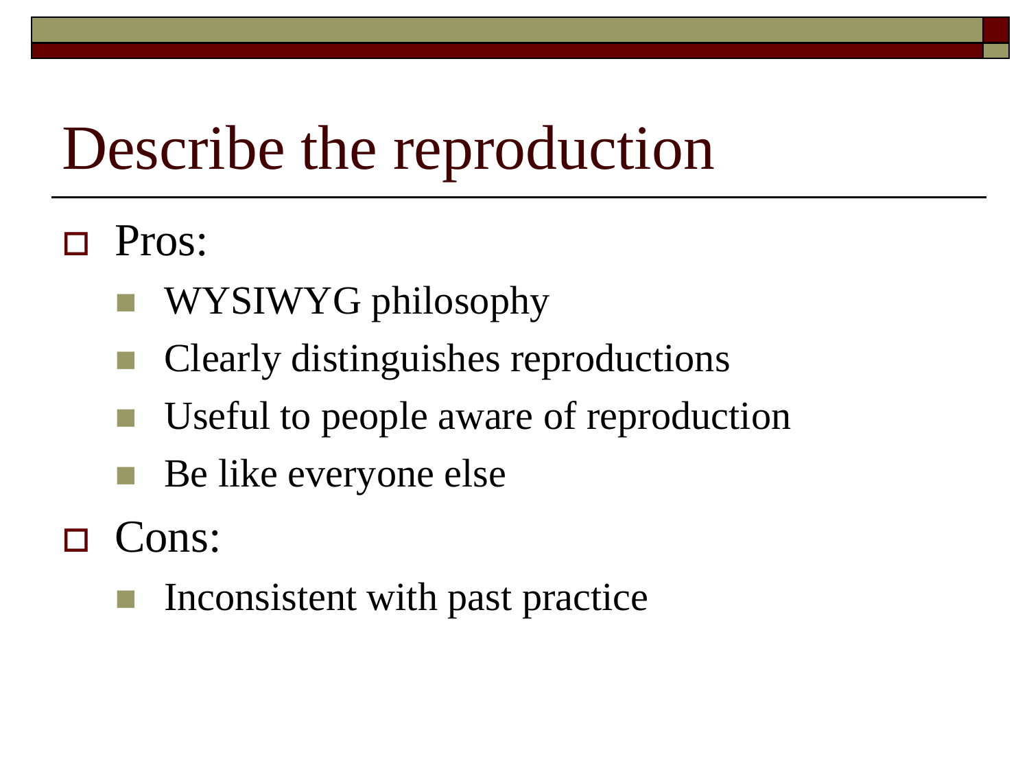# Describe the reproduction

- Pros:
  - WYSIWYG philosophy
  - Clearly distinguishes reproductions
  - Useful to people aware of reproduction
  - Be like everyone else
- Cons:
  - Inconsistent with past practice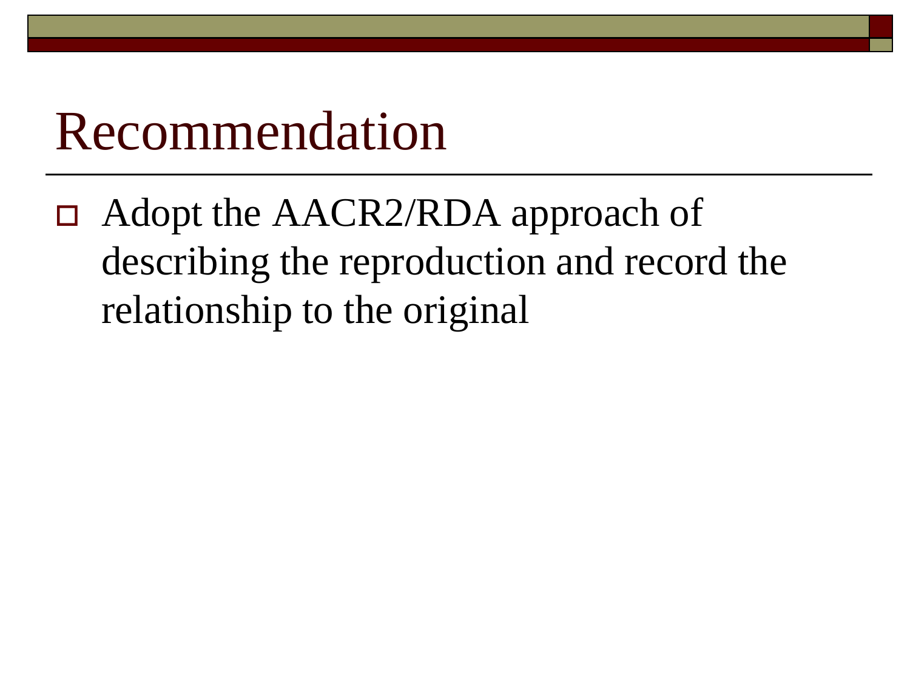# Recommendation

- Adopt the AACR2/RDA approach of describing the reproduction and record the relationship to the original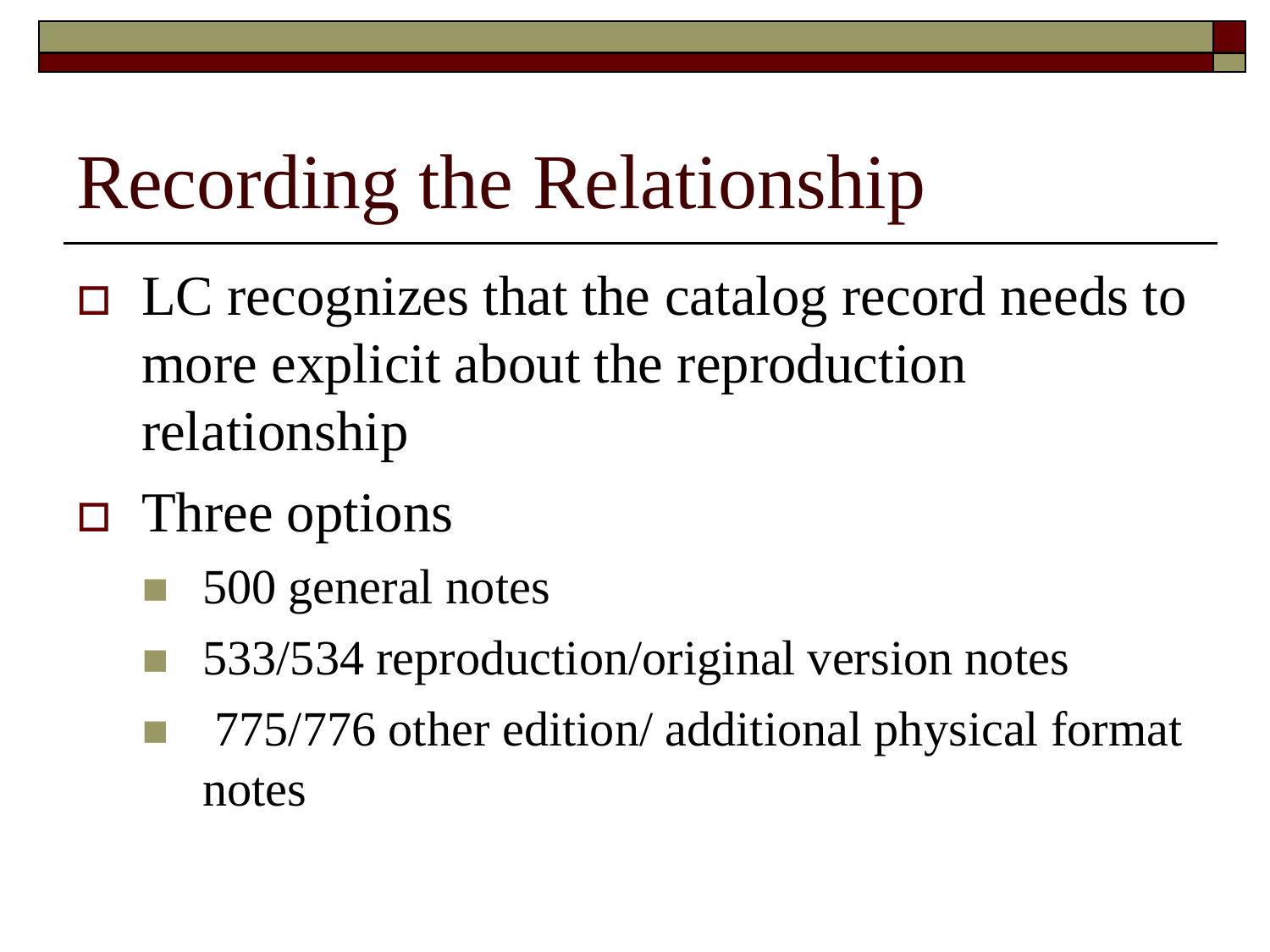# Recording the Relationship

- LC recognizes that the catalog record needs to more explicit about the reproduction relationship
- Three options
  - 500 general notes
  - 533/534 reproduction/original version notes
  - 775/776 other edition/ additional physical format notes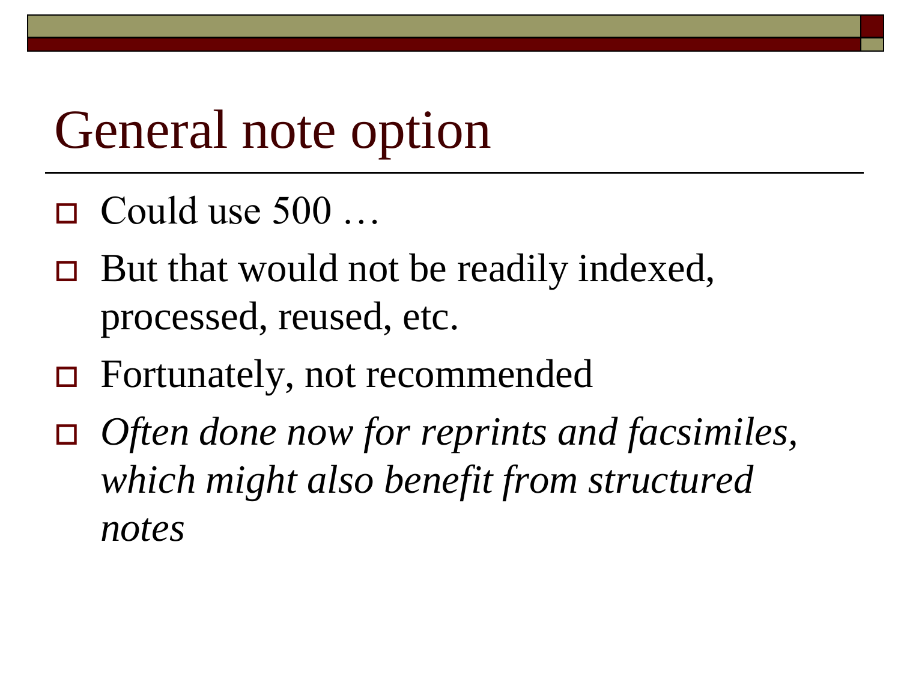# General note option

- Could use 500 …
- But that would not be readily indexed, processed, reused, etc.
- Fortunately, not recommended
- *Often done now for reprints and facsimiles, which might also benefit from structured notes*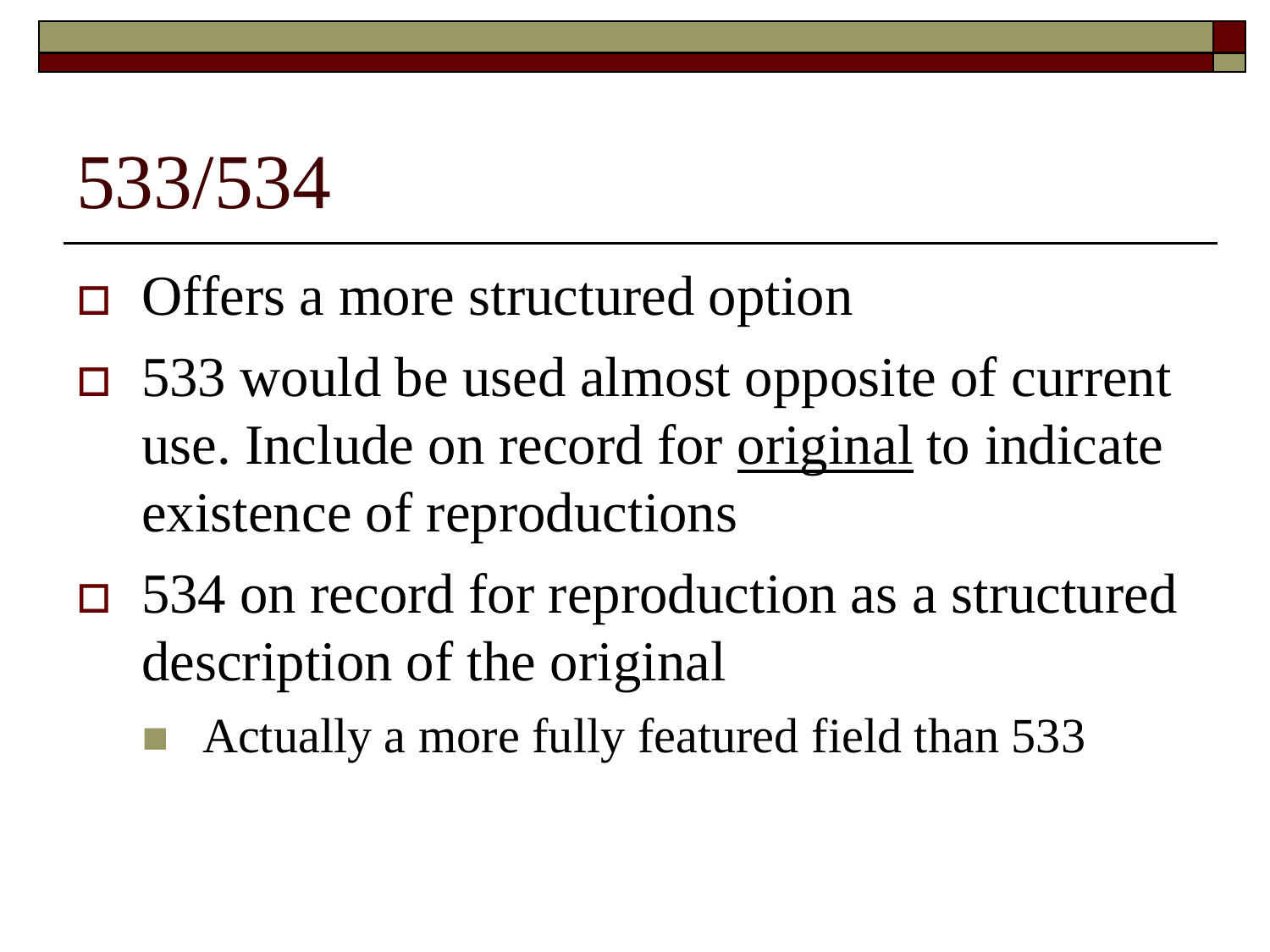# 533/534

- Offers a more structured option
- 533 would be used almost opposite of current use. Include on record for <u>original</u> to indicate existence of reproductions
- 534 on record for reproduction as a structured description of the original
  - Actually a more fully featured field than 533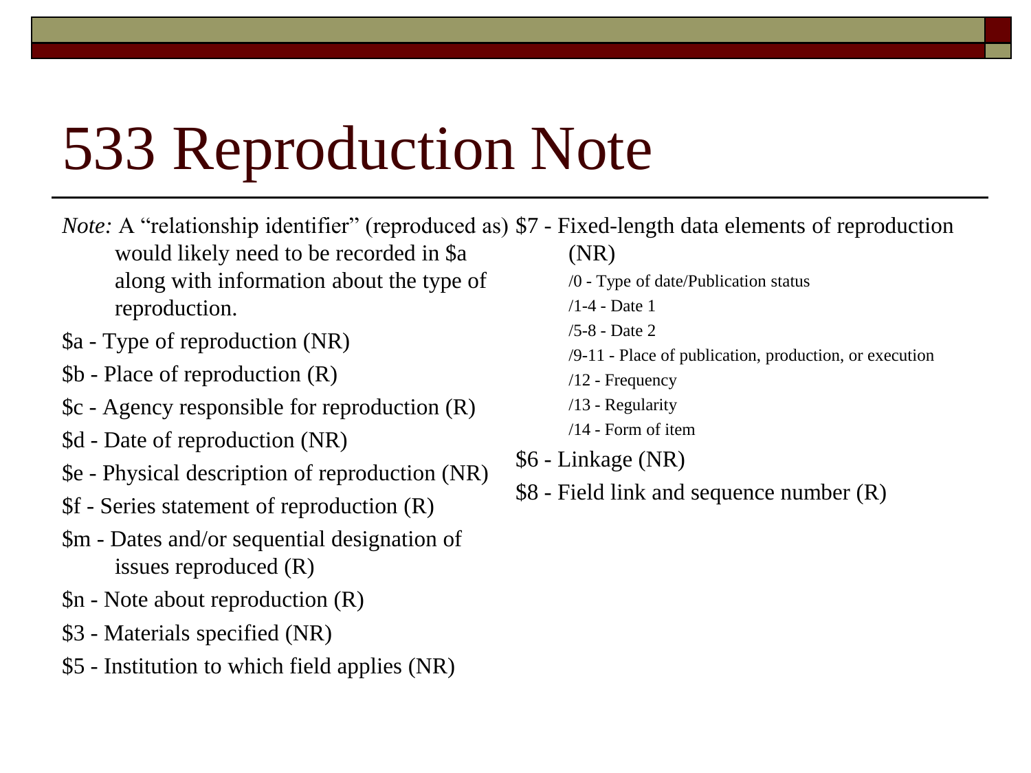# 533 Reproduction Note

*Note:* A "relationship identifier" (reproduced as) would likely need to be recorded in $a along with information about the type of reproduction.

- $a - Type of reproduction (NR)
- $b - Place of reproduction (R)
- $c - Agency responsible for reproduction (R)
- $d - Date of reproduction (NR)
- $e - Physical description of reproduction (NR)
- $f - Series statement of reproduction (R)
- $m - Dates and/or sequential designation of issues reproduced (R)
- $n - Note about reproduction (R)
- $3 - Materials specified (NR)
- $5 - Institution to which field applies (NR)
- $7 - Fixed-length data elements of reproduction (NR)
  - /0 - Type of date/Publication status
  - /1-4 - Date 1
  - /5-8 - Date 2
  - /9-11 - Place of publication, production, or execution
  - /12 - Frequency
  - /13 - Regularity
  - /14 - Form of item
- $6 - Linkage (NR)
- $8 - Field link and sequence number (R)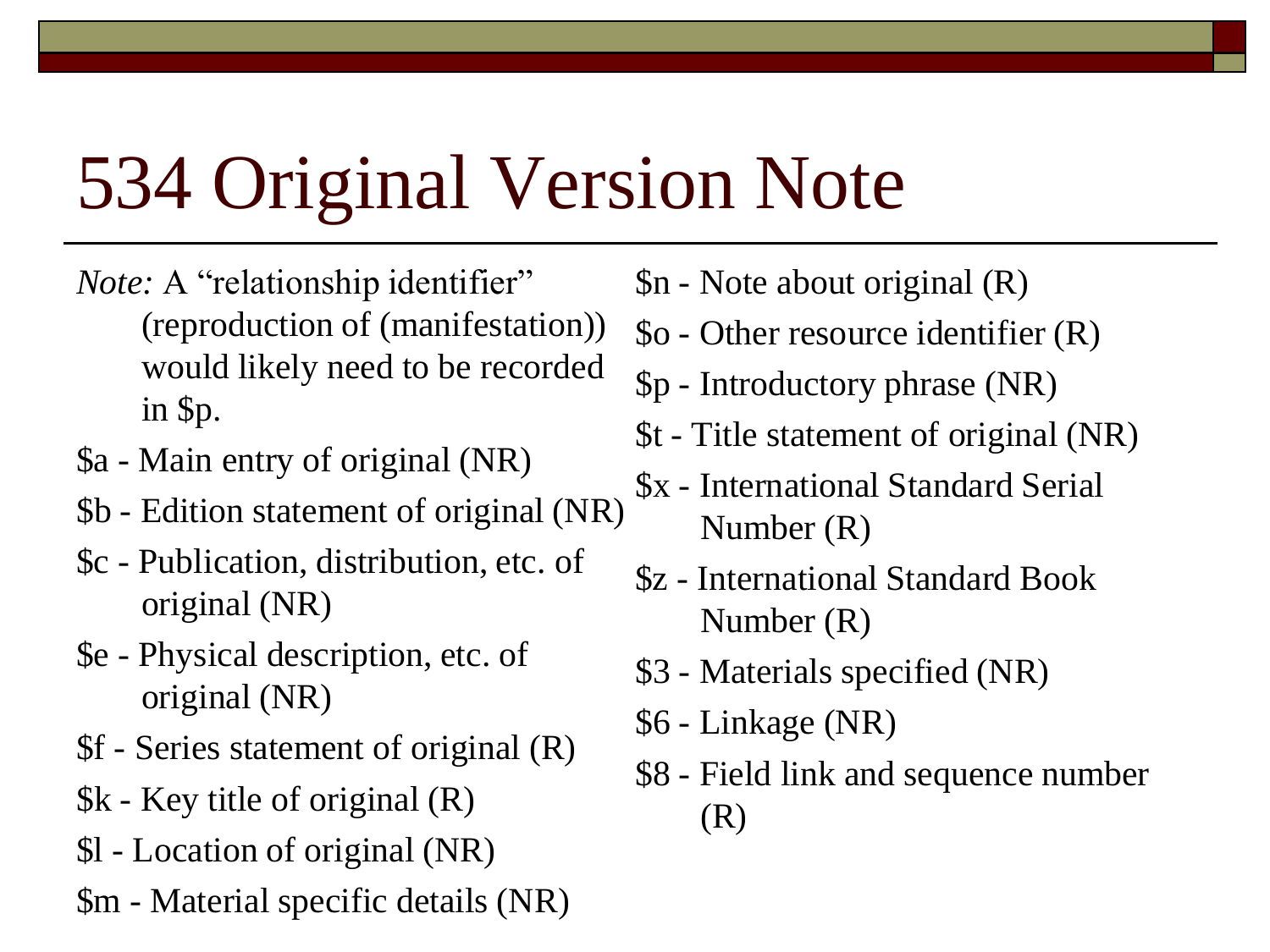# 534 Original Version Note

*Note:* A "relationship identifier" (reproduction of (manifestation)) would likely need to be recorded in $p.

- $a - Main entry of original (NR)
- $b - Edition statement of original (NR)
- $c - Publication, distribution, etc. of original (NR)
- $e - Physical description, etc. of original (NR)
- $f - Series statement of original (R)
- $k - Key title of original (R)
- $l - Location of original (NR)
- $m - Material specific details (NR)
- $n - Note about original (R)
- $o - Other resource identifier (R)
- $p - Introductory phrase (NR)
- $t - Title statement of original (NR)
- $x - International Standard Serial Number (R)
- $z - International Standard Book Number (R)
- $3 - Materials specified (NR)
- $6 - Linkage (NR)
- $8 - Field link and sequence number (R)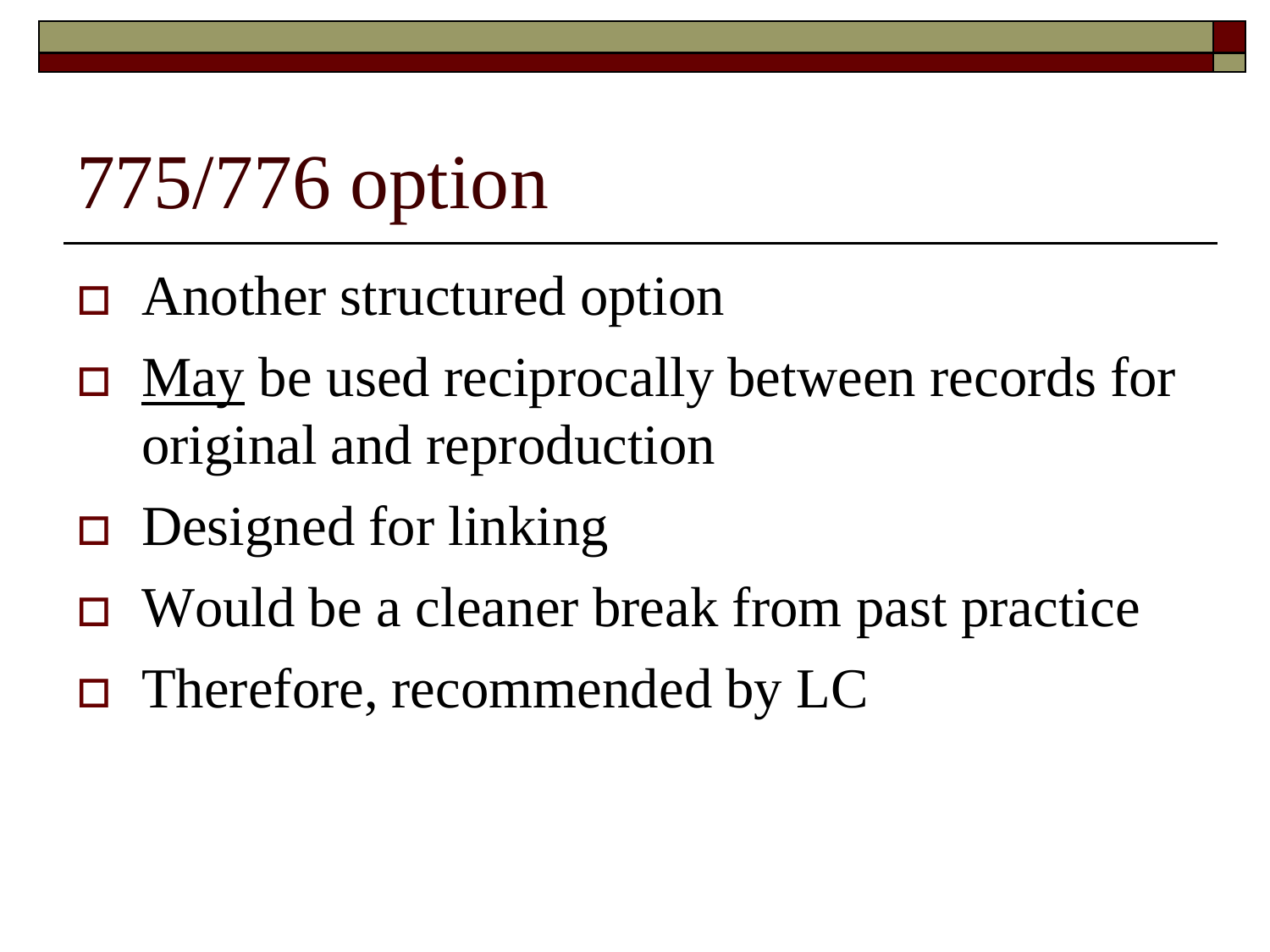# 775/776 option

- Another structured option
- <u>May</u> be used reciprocally between records for original and reproduction
- Designed for linking
- Would be a cleaner break from past practice
- Therefore, recommended by LC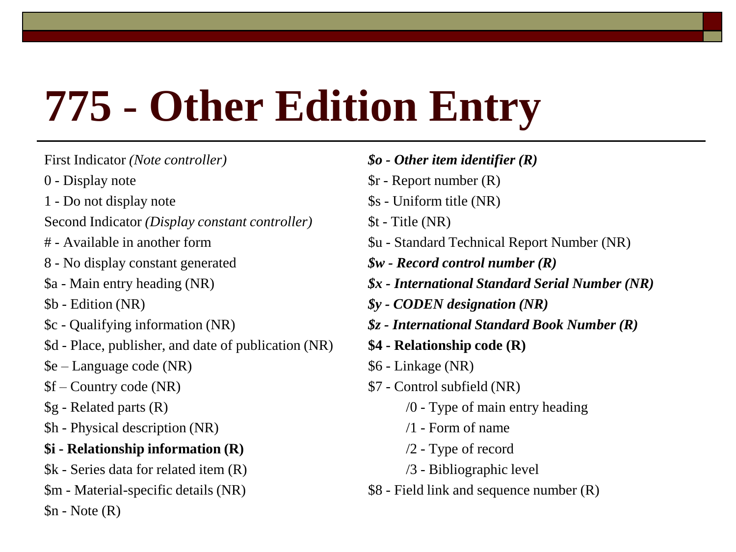# 775 - Other Edition Entry

First Indicator *(Note controller)*

0 - Display note

1 - Do not display note

Second Indicator *(Display constant controller)*

# - Available in another form

8 - No display constant generated

$a - Main entry heading (NR)

$b - Edition (NR)

$c - Qualifying information (NR)

$d - Place, publisher, and date of publication (NR)

$e – Language code (NR)

$f – Country code (NR)

$g - Related parts (R)

$h - Physical description (NR)

**$i - Relationship information (R)**

$k - Series data for related item (R)

$m - Material-specific details (NR)

$n - Note (R)

***$o - Other item identifier (R)***

$r - Report number (R)

$s - Uniform title (NR)

$t - Title (NR)

$u - Standard Technical Report Number (NR)

***$w - Record control number (R)***

***$x - International Standard Serial Number (NR)***

***$y - CODEN designation (NR)***

***$z - International Standard Book Number (R)***

**$4 - Relationship code (R)**

$6 - Linkage (NR)

$7 - Control subfield (NR)

- /0 - Type of main entry heading
- /1 - Form of name
- /2 - Type of record
- /3 - Bibliographic level

$8 - Field link and sequence number (R)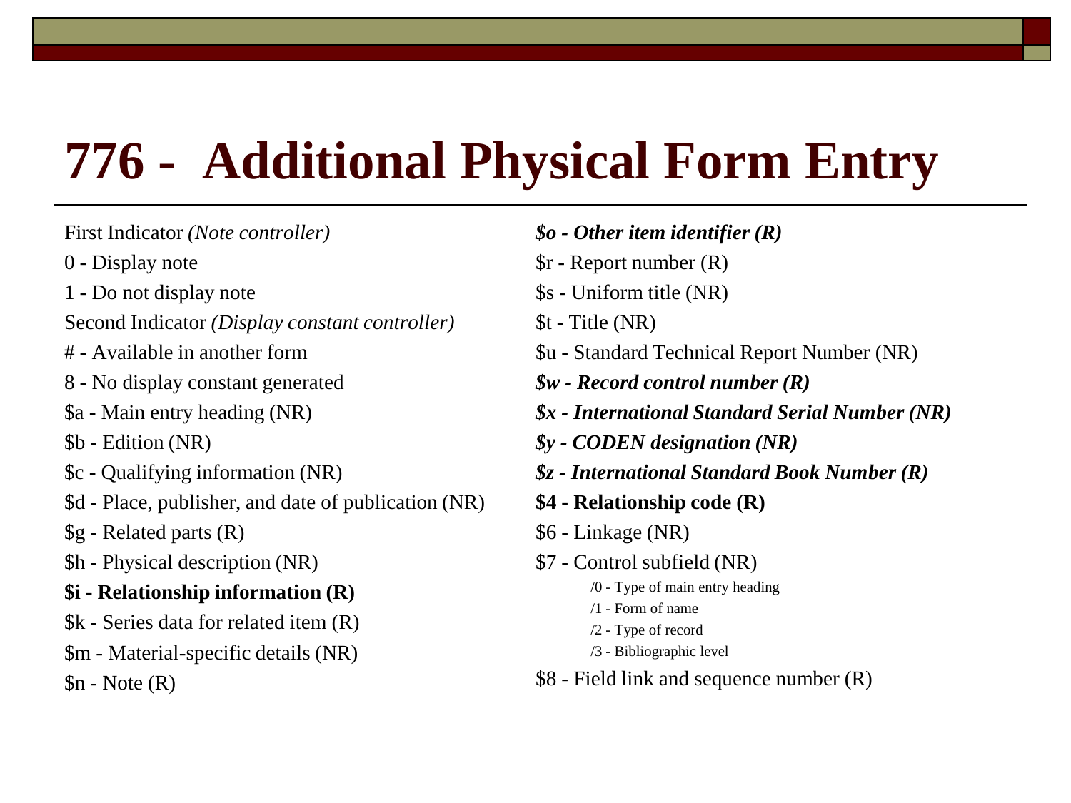# 776 - Additional Physical Form Entry

First Indicator *(Note controller)*

0 - Display note

1 - Do not display note

Second Indicator *(Display constant controller)*

# - Available in another form

8 - No display constant generated

$a - Main entry heading (NR)

$b - Edition (NR)

$c - Qualifying information (NR)

$d - Place, publisher, and date of publication (NR)

$g - Related parts (R)

$h - Physical description (NR)

**$i - Relationship information (R)**

$k - Series data for related item (R)

$m - Material-specific details (NR)

$n - Note (R)

***$o - Other item identifier (R)***

$r - Report number (R)

$s - Uniform title (NR)

$t - Title (NR)

$u - Standard Technical Report Number (NR)

***$w - Record control number (R)***

***$x - International Standard Serial Number (NR)***

***$y - CODEN designation (NR)***

***$z - International Standard Book Number (R)***

**$4 - Relationship code (R)**

$6 - Linkage (NR)

$7 - Control subfield (NR)

- /0 - Type of main entry heading
- /1 - Form of name
- /2 - Type of record
- /3 - Bibliographic level

$8 - Field link and sequence number (R)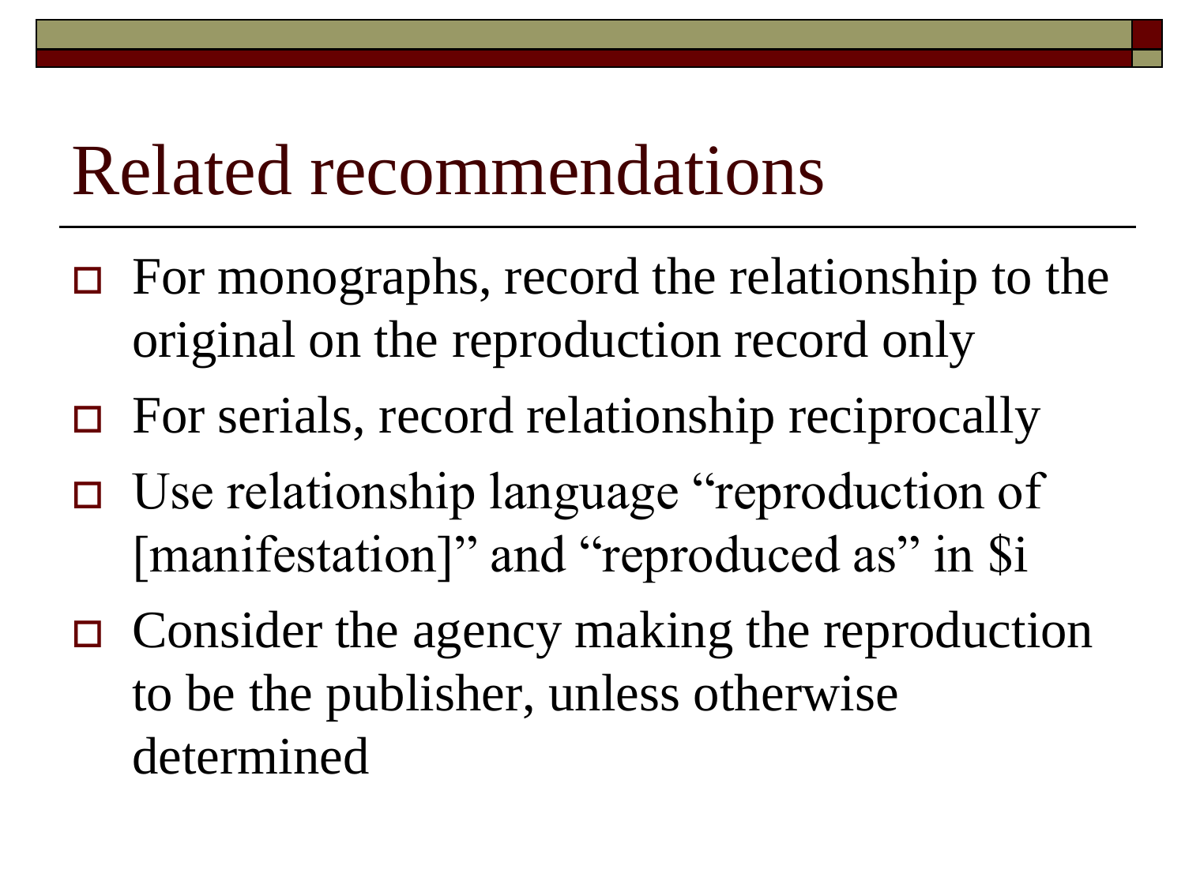# Related recommendations

- For monographs, record the relationship to the original on the reproduction record only
- For serials, record relationship reciprocally
- Use relationship language "reproduction of [manifestation]" and "reproduced as" in $i
- Consider the agency making the reproduction to be the publisher, unless otherwise determined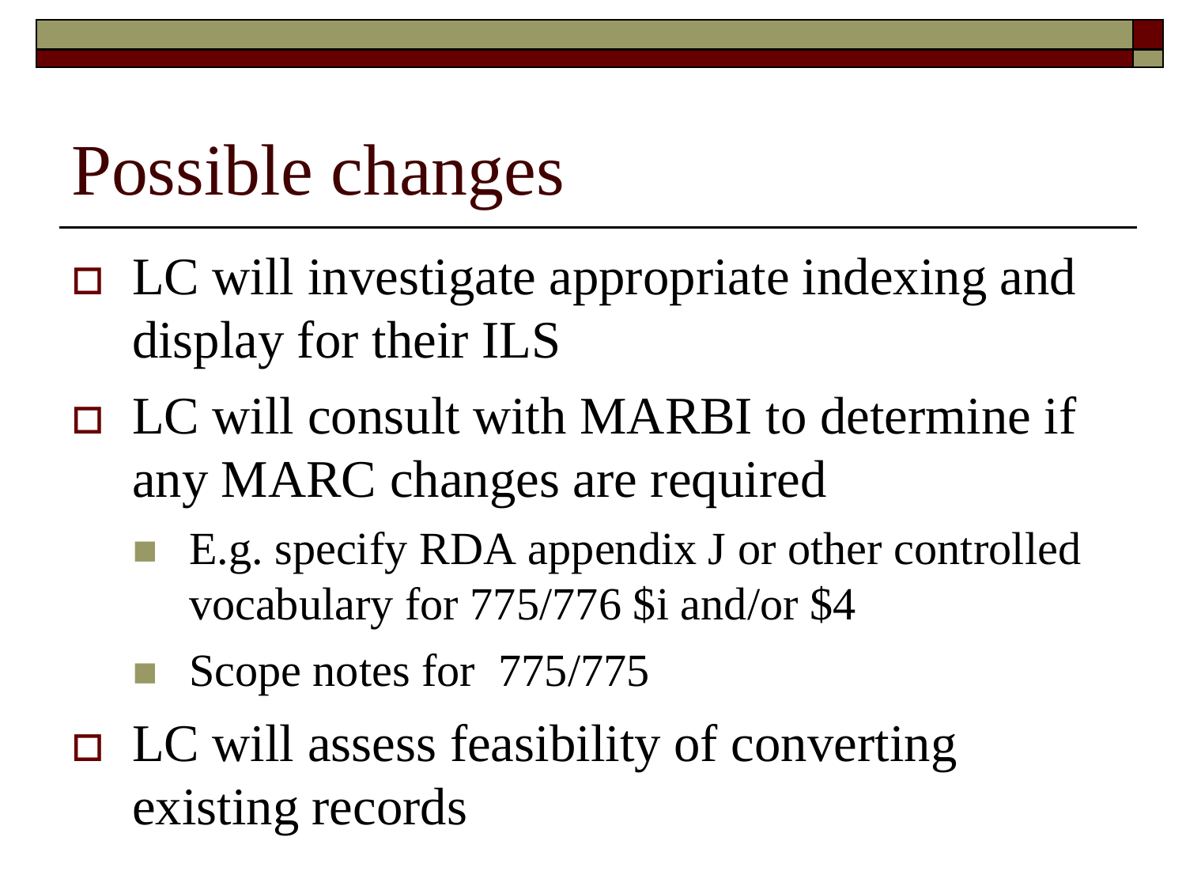# Possible changes

- LC will investigate appropriate indexing and display for their ILS
- LC will consult with MARBI to determine if any MARC changes are required
  - E.g. specify RDA appendix J or other controlled vocabulary for 775/776 $i and/or $4
  - Scope notes for 775/775
- LC will assess feasibility of converting existing records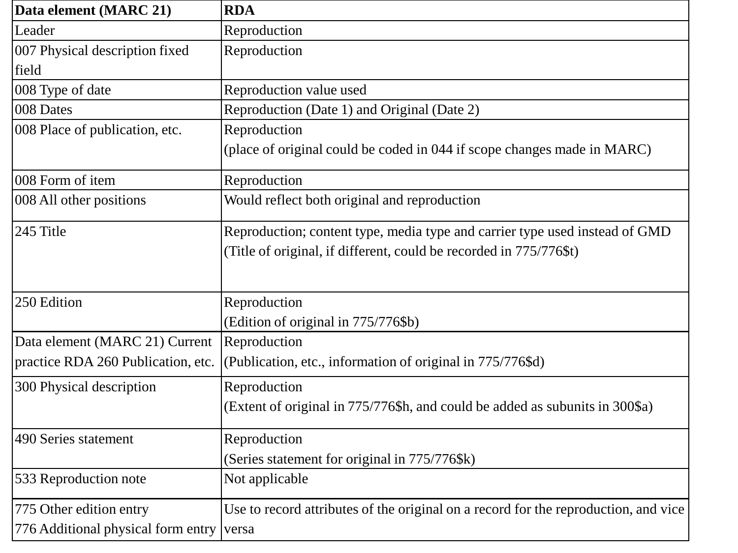| Data element (MARC 21) | RDA |
| --- | --- |
| Leader | Reproduction |
| 007 Physical description fixed field | Reproduction |
| 008 Type of date | Reproduction value used |
| 008 Dates | Reproduction (Date 1) and Original (Date 2) |
| 008 Place of publication, etc. | Reproduction<br>(place of original could be coded in 044 if scope changes made in MARC) |
| 008 Form of item | Reproduction |
| 008 All other positions | Would reflect both original and reproduction |
| 245 Title | Reproduction; content type, media type and carrier type used instead of GMD<br>(Title of original, if different, could be recorded in 775/776$t) |
| 250 Edition | Reproduction<br>(Edition of original in 775/776$b) |
| Data element (MARC 21) Current practice RDA 260 Publication, etc. | Reproduction<br>(Publication, etc., information of original in 775/776$d) |
| 300 Physical description | Reproduction<br>(Extent of original in 775/776$h, and could be added as subunits in 300$a) |
| 490 Series statement | Reproduction<br>(Series statement for original in 775/776$k) |
| 533 Reproduction note | Not applicable |
| 775 Other edition entry<br>776 Additional physical form entry | Use to record attributes of the original on a record for the reproduction, and vice versa |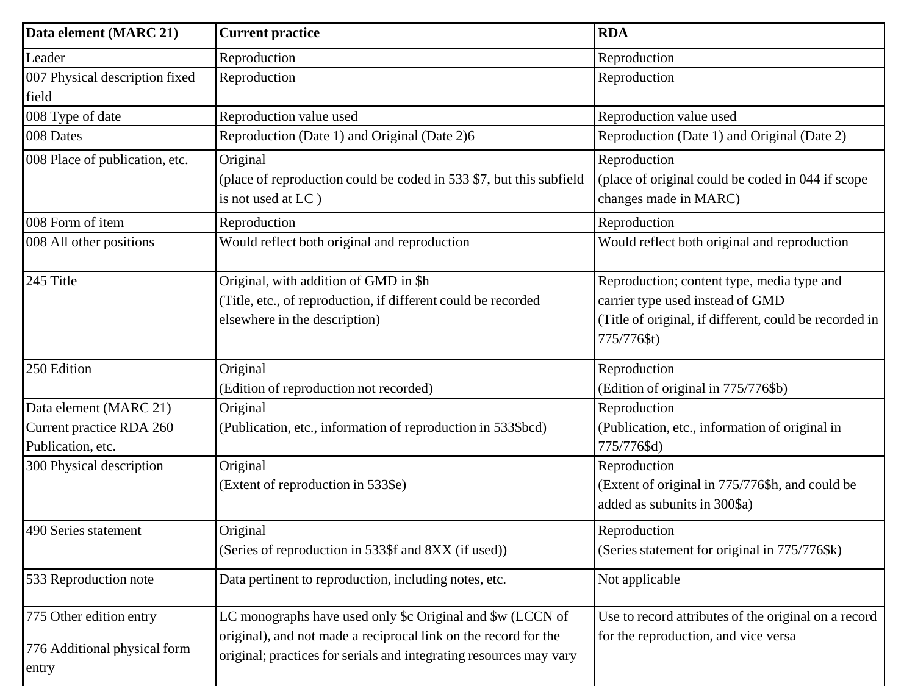| Data element (MARC 21) | Current practice | RDA |
|---|---|---|
| Leader | Reproduction | Reproduction |
| 007 Physical description fixed field | Reproduction | Reproduction |
| 008 Type of date | Reproduction value used | Reproduction value used |
| 008 Dates | Reproduction (Date 1) and Original (Date 2)6 | Reproduction (Date 1) and Original (Date 2) |
| 008 Place of publication, etc. | Original<br>(place of reproduction could be coded in 533 $7, but this subfield is not used at LC ) | Reproduction<br>(place of original could be coded in 044 if scope changes made in MARC) |
| 008 Form of item | Reproduction | Reproduction |
| 008 All other positions | Would reflect both original and reproduction | Would reflect both original and reproduction |
| 245 Title | Original, with addition of GMD in $h<br>(Title, etc., of reproduction, if different could be recorded elsewhere in the description) | Reproduction; content type, media type and carrier type used instead of GMD<br>(Title of original, if different, could be recorded in 775/776$t) |
| 250 Edition | Original<br>(Edition of reproduction not recorded) | Reproduction<br>(Edition of original in 775/776$b) |
| Data element (MARC 21) Current practice RDA 260 Publication, etc. | Original<br>(Publication, etc., information of reproduction in 533$bcd) | Reproduction<br>(Publication, etc., information of original in 775/776$d) |
| 300 Physical description | Original<br>(Extent of reproduction in 533$e) | Reproduction<br>(Extent of original in 775/776$h, and could be added as subunits in 300$a) |
| 490 Series statement | Original<br>(Series of reproduction in 533$f and 8XX (if used)) | Reproduction<br>(Series statement for original in 775/776$k) |
| 533 Reproduction note | Data pertinent to reproduction, including notes, etc. | Not applicable |
| 775 Other edition entry<br><br>776 Additional physical form entry | LC monographs have used only $c Original and $w (LCCN of original), and not made a reciprocal link on the record for the original; practices for serials and integrating resources may vary | Use to record attributes of the original on a record for the reproduction, and vice versa |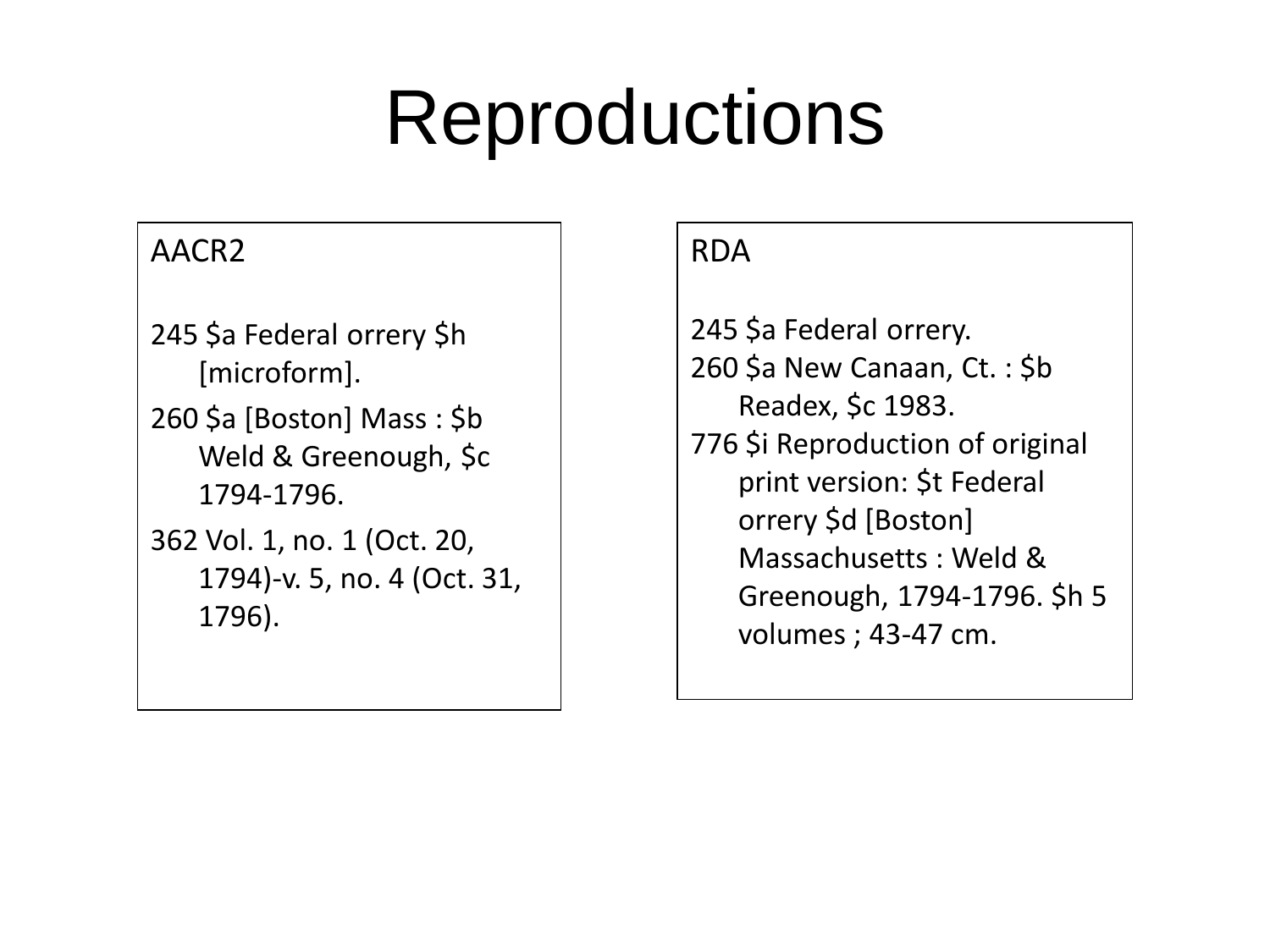# Reproductions

**AACR2**

245 $a Federal orrery $h [microform].

260 $a [Boston] Mass : $b Weld & Greenough, $c 1794-1796.

362 Vol. 1, no. 1 (Oct. 20, 1794)-v. 5, no. 4 (Oct. 31, 1796).

**RDA**

245 $a Federal orrery.

260 $a New Canaan, Ct. : $b Readex, $c 1983.

776 $i Reproduction of original print version: $t Federal orrery $d [Boston] Massachusetts : Weld & Greenough, 1794-1796. $h 5 volumes ; 43-47 cm.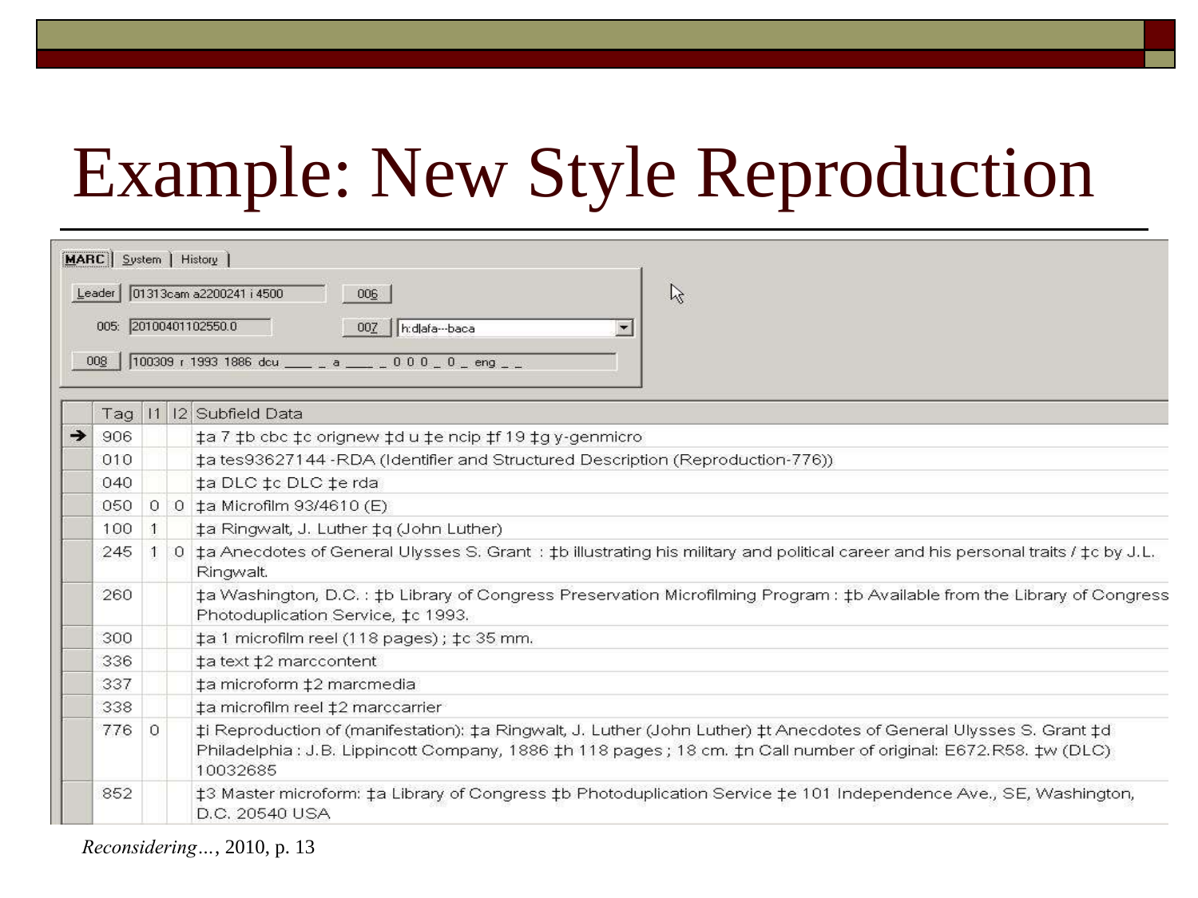# Example: New Style Reproduction

MARC | System | History

Leader: 01313cam a2200241 i 4500 | 006

005: 20100401102550.0 | 007: h:dlafa---baca

008: 100309 r 1993 1886 dcu ____ _ a ____ _ 0 0 0 _ 0 _ eng _ _

| Tag | I1 | I2 | Subfield Data |
|---|---|---|---|
| 906 | | | ‡a 7 ‡b cbc ‡c orignew ‡d u ‡e ncip ‡f 19 ‡g y-genmicro |
| 010 | | | ‡a tes93627144 -RDA (Identifier and Structured Description (Reproduction-776)) |
| 040 | | | ‡a DLC ‡c DLC ‡e rda |
| 050 | 0 | 0 | ‡a Microfilm 93/4610 (E) |
| 100 | 1 | | ‡a Ringwalt, J. Luther ‡q (John Luther) |
| 245 | 1 | 0 | ‡a Anecdotes of General Ulysses S. Grant : ‡b illustrating his military and political career and his personal traits / ‡c by J.L. Ringwalt. |
| 260 | | | ‡a Washington, D.C. : ‡b Library of Congress Preservation Microfilming Program : ‡b Available from the Library of Congress Photoduplication Service, ‡c 1993. |
| 300 | | | ‡a 1 microfilm reel (118 pages) ; ‡c 35 mm. |
| 336 | | | ‡a text ‡2 marccontent |
| 337 | | | ‡a microform ‡2 marcmedia |
| 338 | | | ‡a microfilm reel ‡2 marccarrier |
| 776 | 0 | | ‡i Reproduction of (manifestation): ‡a Ringwalt, J. Luther (John Luther) ‡t Anecdotes of General Ulysses S. Grant ‡d Philadelphia : J.B. Lippincott Company, 1886 ‡h 118 pages ; 18 cm. ‡n Call number of original: E672.R58. ‡w (DLC) 10032685 |
| 852 | | | ‡3 Master microform: ‡a Library of Congress ‡b Photoduplication Service ‡e 101 Independence Ave., SE, Washington, D.C. 20540 USA |

*Reconsidering…*, 2010, p. 13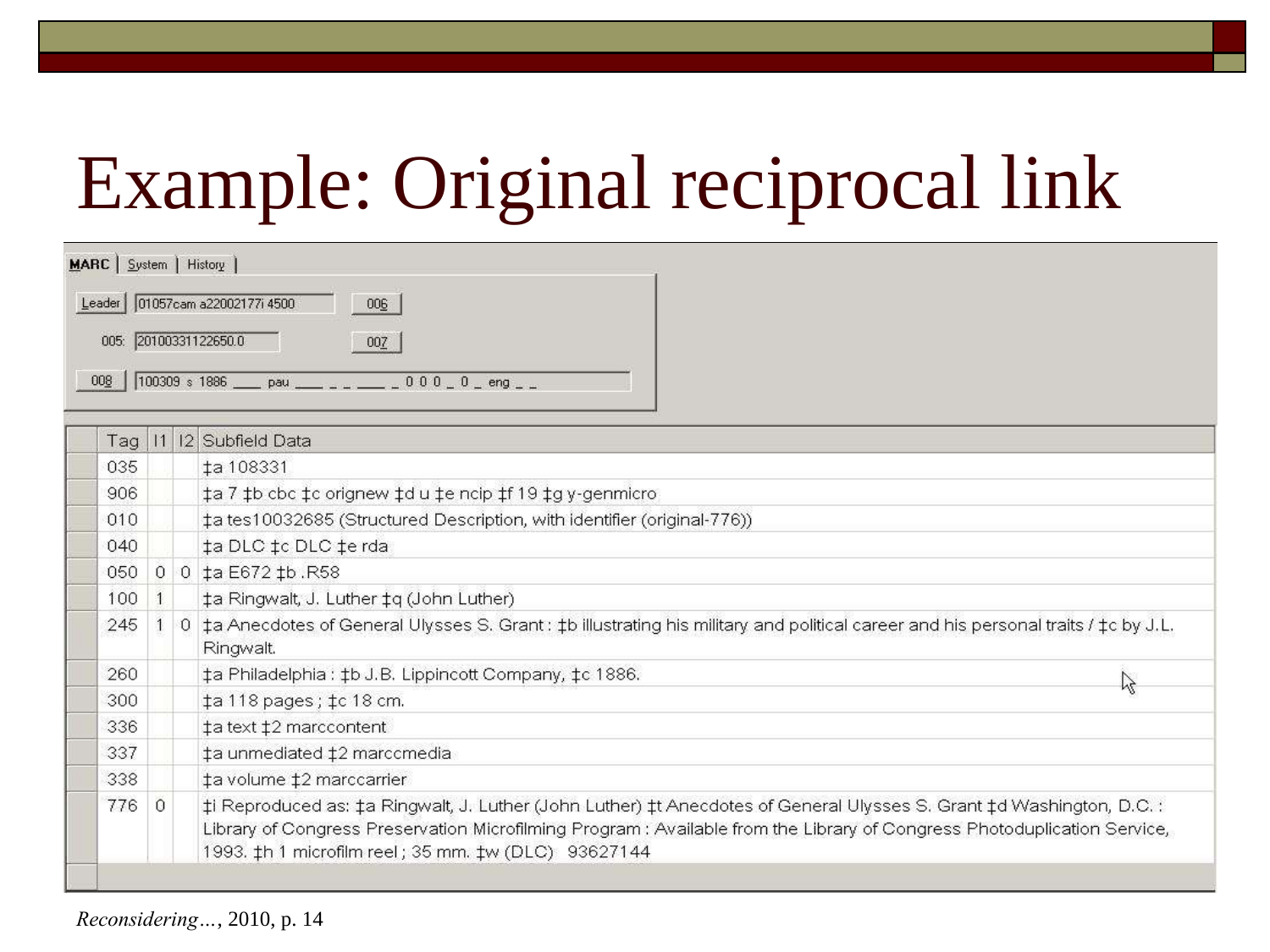# Example: Original reciprocal link

MARC | System | History

Leader: 01057cam a22002177i 4500 — 006

005: 20100331122650.0 — 007

008: 100309 s 1886 ___ pau ___ _ _ ___ _ 0 0 0 _ 0 _ eng _ _

| Tag | I1 | I2 | Subfield Data |
|---|---|---|---|
| 035 | | | ‡a 108331 |
| 906 | | | ‡a 7 ‡b cbc ‡c orignew ‡d u ‡e ncip ‡f 19 ‡g y-genmicro |
| 010 | | | ‡a tes10032685 (Structured Description, with identifier (original-776)) |
| 040 | | | ‡a DLC ‡c DLC ‡e rda |
| 050 | 0 | 0 | ‡a E672 ‡b .R58 |
| 100 | 1 | | ‡a Ringwalt, J. Luther ‡q (John Luther) |
| 245 | 1 | 0 | ‡a Anecdotes of General Ulysses S. Grant : ‡b illustrating his military and political career and his personal traits / ‡c by J.L. Ringwalt. |
| 260 | | | ‡a Philadelphia : ‡b J.B. Lippincott Company, ‡c 1886. |
| 300 | | | ‡a 118 pages ; ‡c 18 cm. |
| 336 | | | ‡a text ‡2 marccontent |
| 337 | | | ‡a unmediated ‡2 marccmedia |
| 338 | | | ‡a volume ‡2 marccarrier |
| 776 | 0 | | ‡i Reproduced as: ‡a Ringwalt, J. Luther (John Luther) ‡t Anecdotes of General Ulysses S. Grant ‡d Washington, D.C. : Library of Congress Preservation Microfilming Program : Available from the Library of Congress Photoduplication Service, 1993. ‡h 1 microfilm reel ; 35 mm. ‡w (DLC) 93627144 |

*Reconsidering…*, 2010, p. 14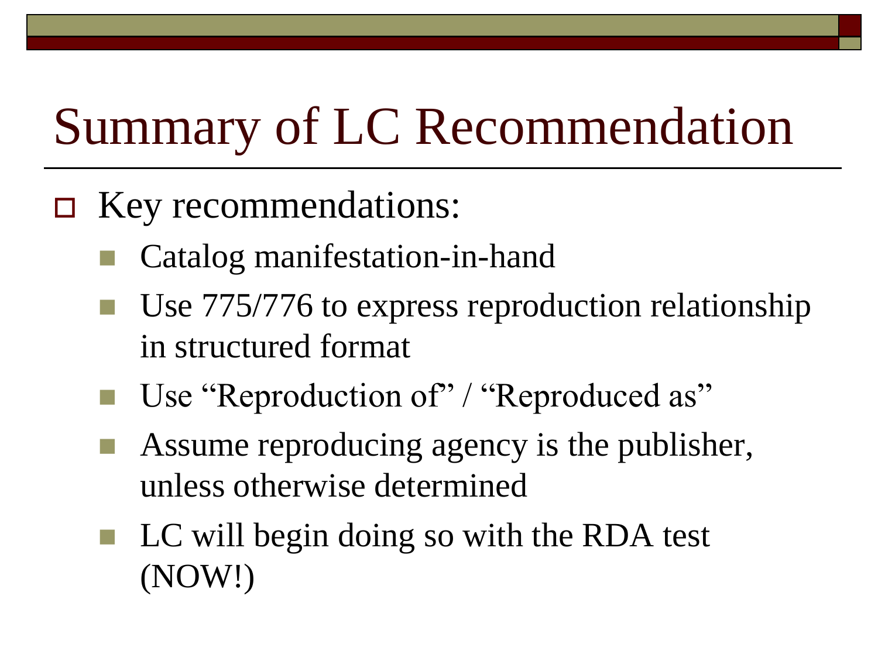# Summary of LC Recommendation

- Key recommendations:
  - Catalog manifestation-in-hand
  - Use 775/776 to express reproduction relationship in structured format
  - Use "Reproduction of" / "Reproduced as"
  - Assume reproducing agency is the publisher, unless otherwise determined
  - LC will begin doing so with the RDA test (NOW!)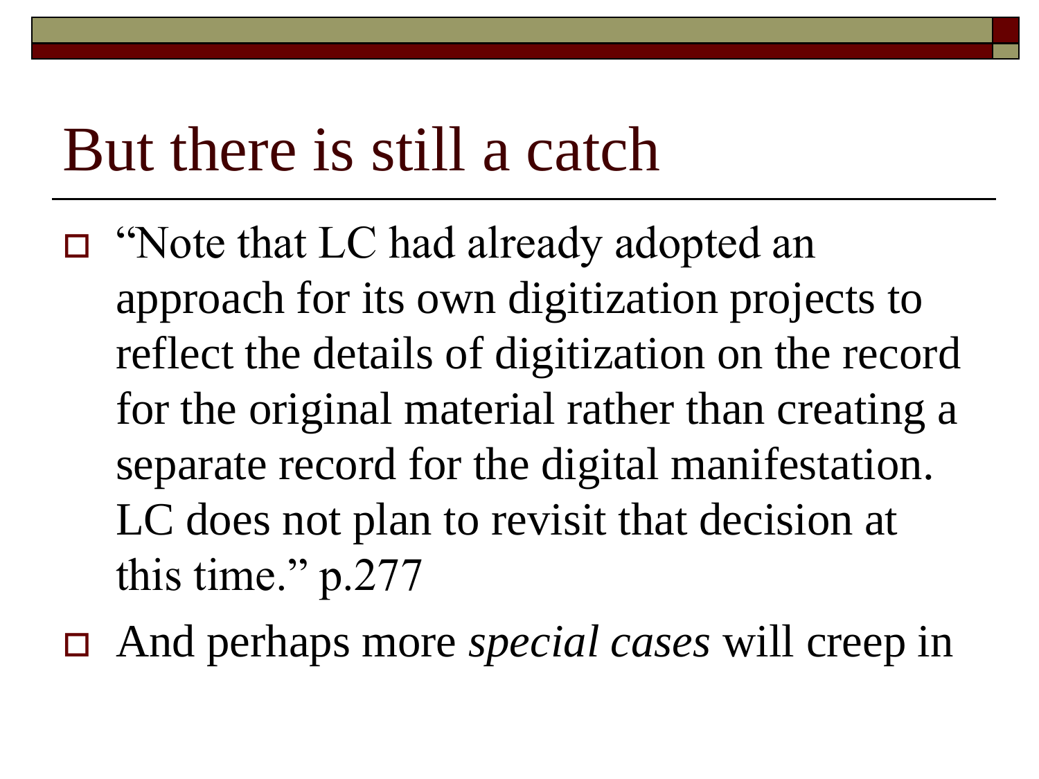# But there is still a catch

- "Note that LC had already adopted an approach for its own digitization projects to reflect the details of digitization on the record for the original material rather than creating a separate record for the digital manifestation. LC does not plan to revisit that decision at this time." p.277
- And perhaps more *special cases* will creep in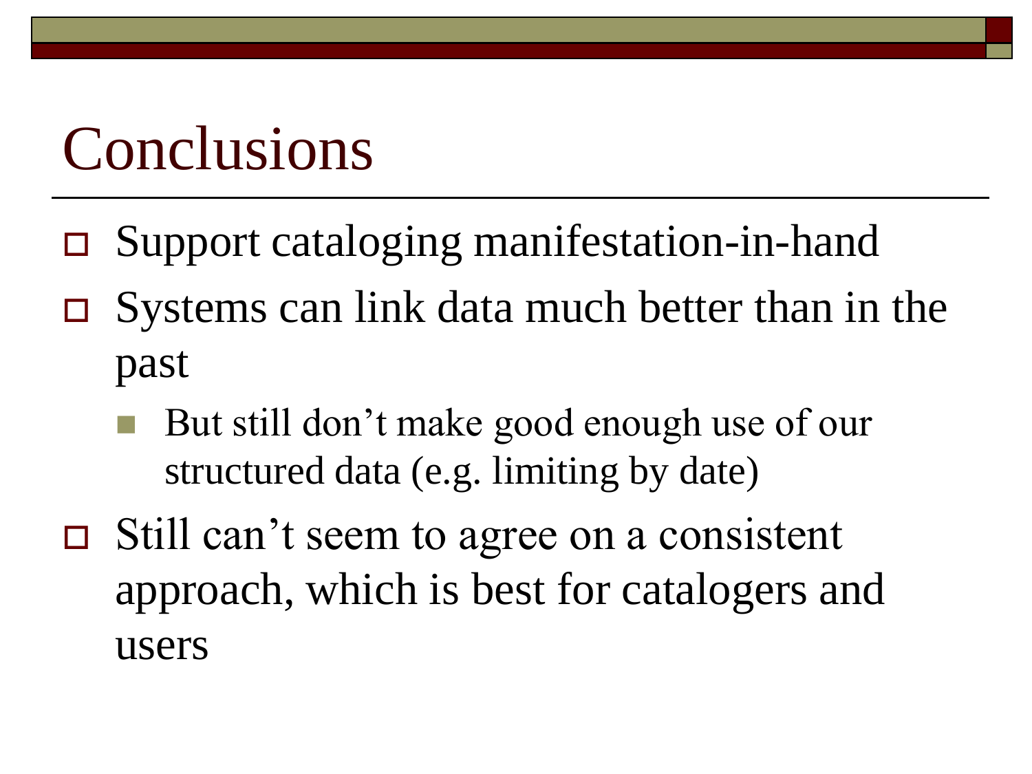# Conclusions

- Support cataloging manifestation-in-hand
- Systems can link data much better than in the past
  - But still don’t make good enough use of our structured data (e.g. limiting by date)
- Still can’t seem to agree on a consistent approach, which is best for catalogers and users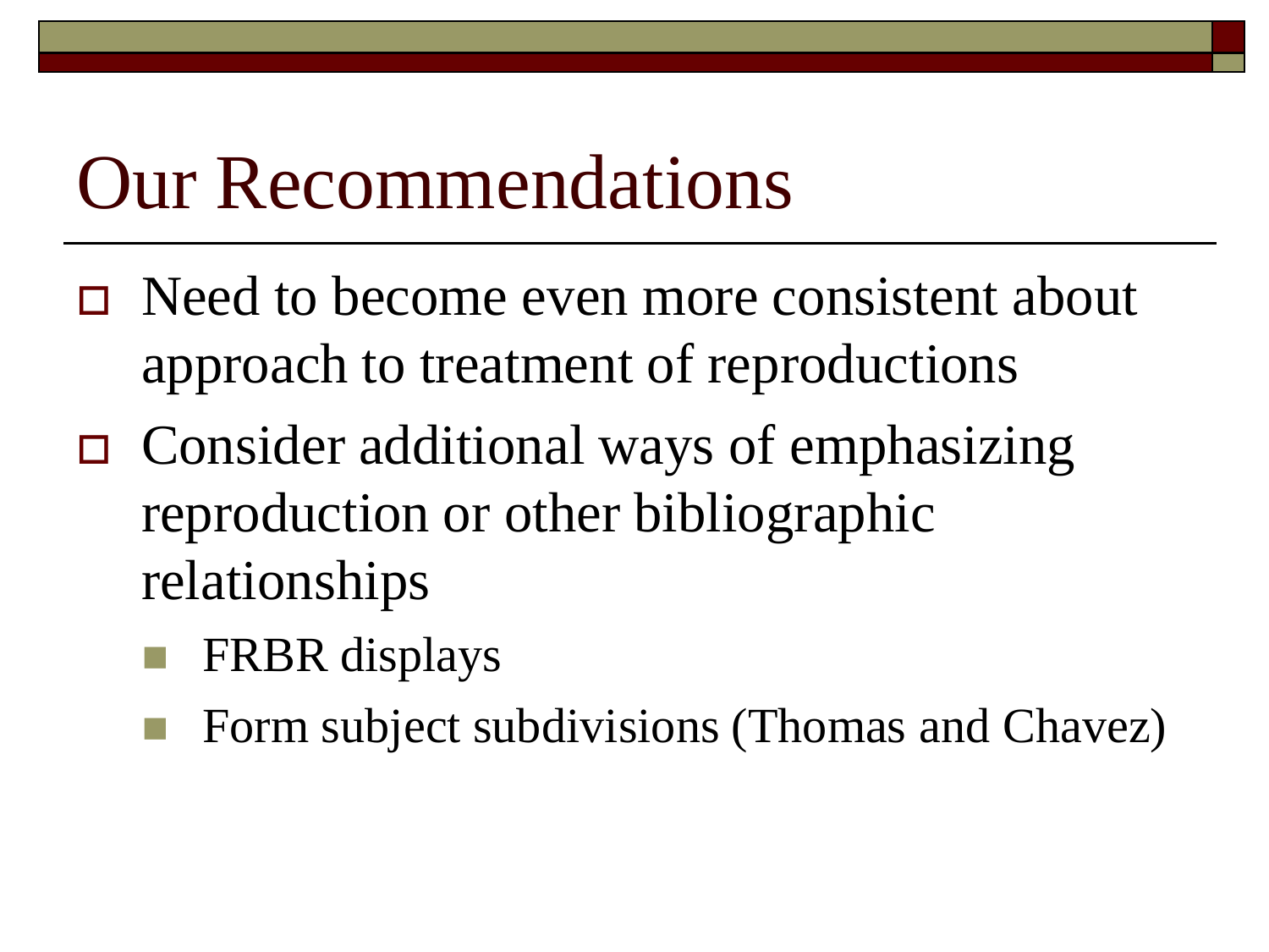# Our Recommendations

- Need to become even more consistent about approach to treatment of reproductions
- Consider additional ways of emphasizing reproduction or other bibliographic relationships
  - FRBR displays
  - Form subject subdivisions (Thomas and Chavez)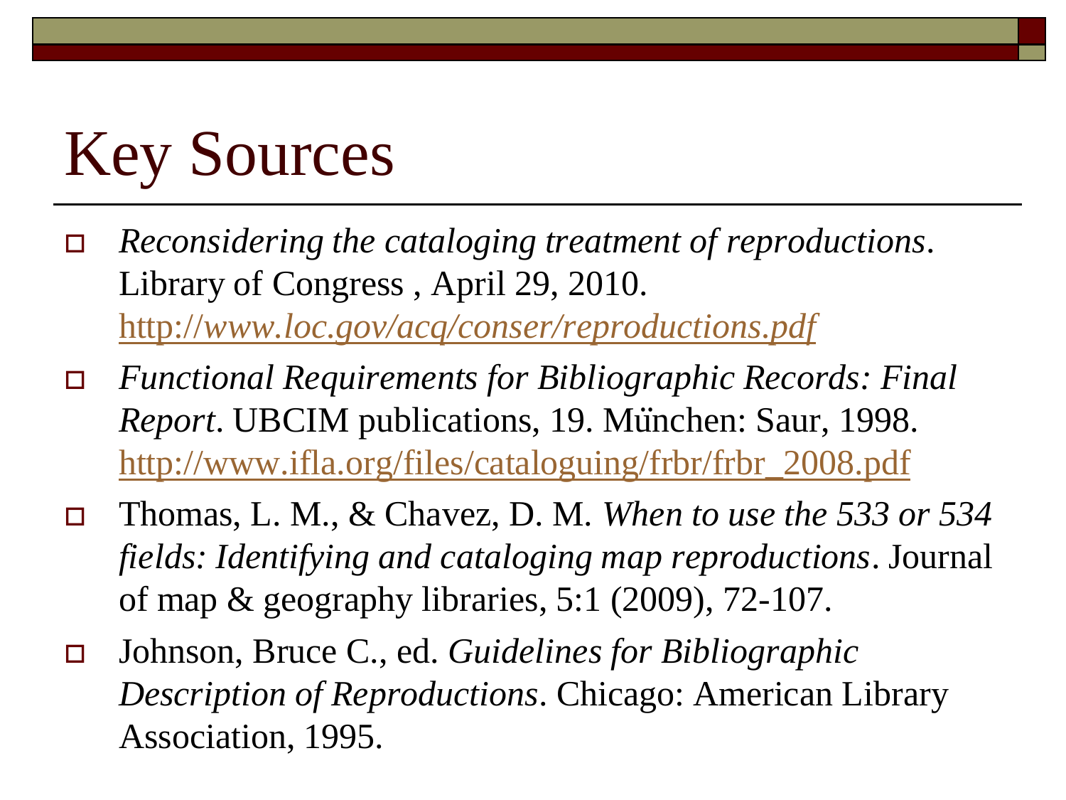# Key Sources

- *Reconsidering the cataloging treatment of reproductions*. Library of Congress , April 29, 2010. http://www.loc.gov/acq/conser/reproductions.pdf
- *Functional Requirements for Bibliographic Records: Final Report*. UBCIM publications, 19. München: Saur, 1998. http://www.ifla.org/files/cataloguing/frbr/frbr_2008.pdf
- Thomas, L. M., & Chavez, D. M. *When to use the 533 or 534 fields: Identifying and cataloging map reproductions*. Journal of map & geography libraries, 5:1 (2009), 72-107.
- Johnson, Bruce C., ed. *Guidelines for Bibliographic Description of Reproductions*. Chicago: American Library Association, 1995.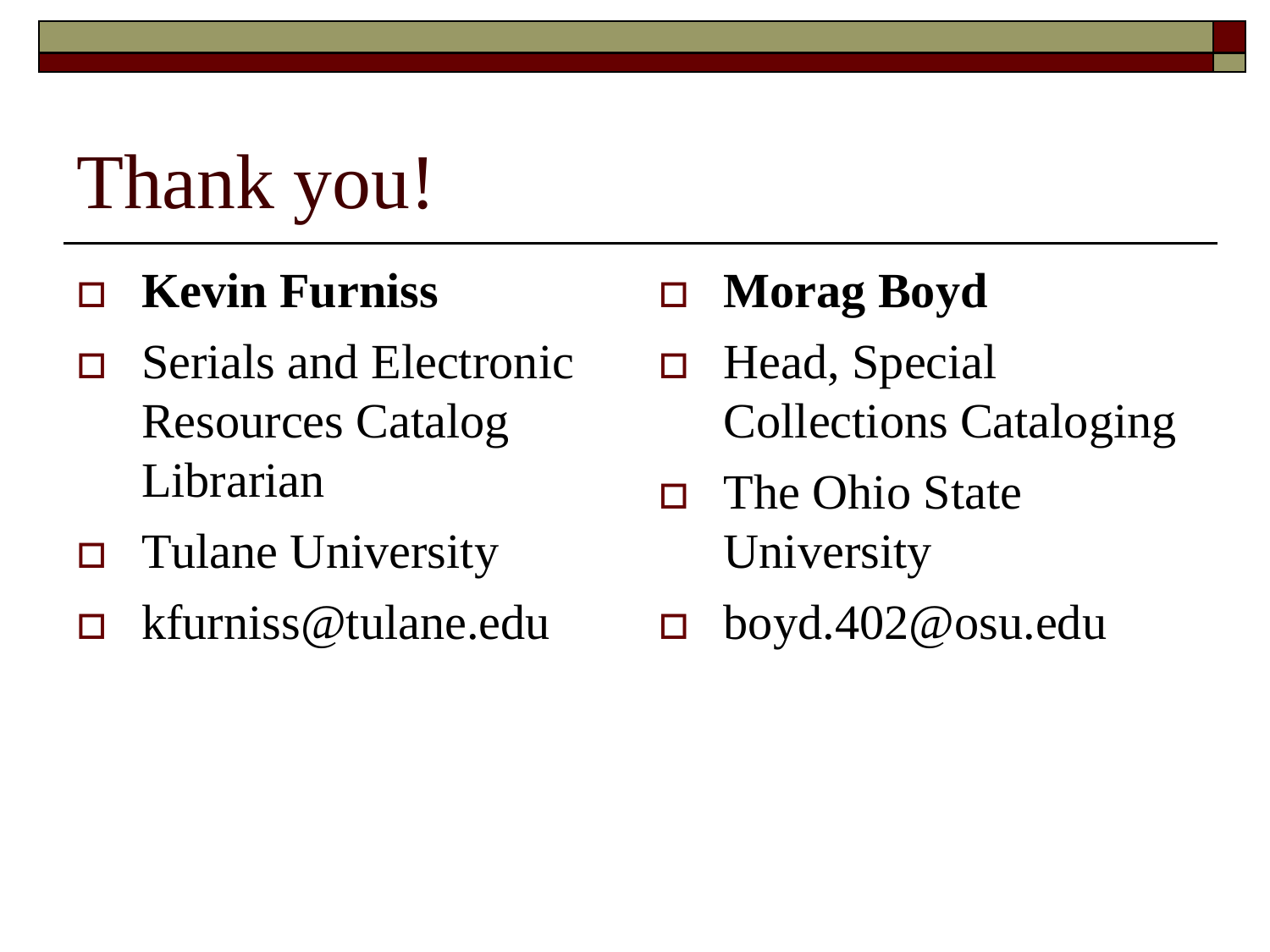# Thank you!

- **Kevin Furniss**
- Serials and Electronic Resources Catalog Librarian
- Tulane University
- kfurniss@tulane.edu

- **Morag Boyd**
- Head, Special Collections Cataloging
- The Ohio State University
- boyd.402@osu.edu